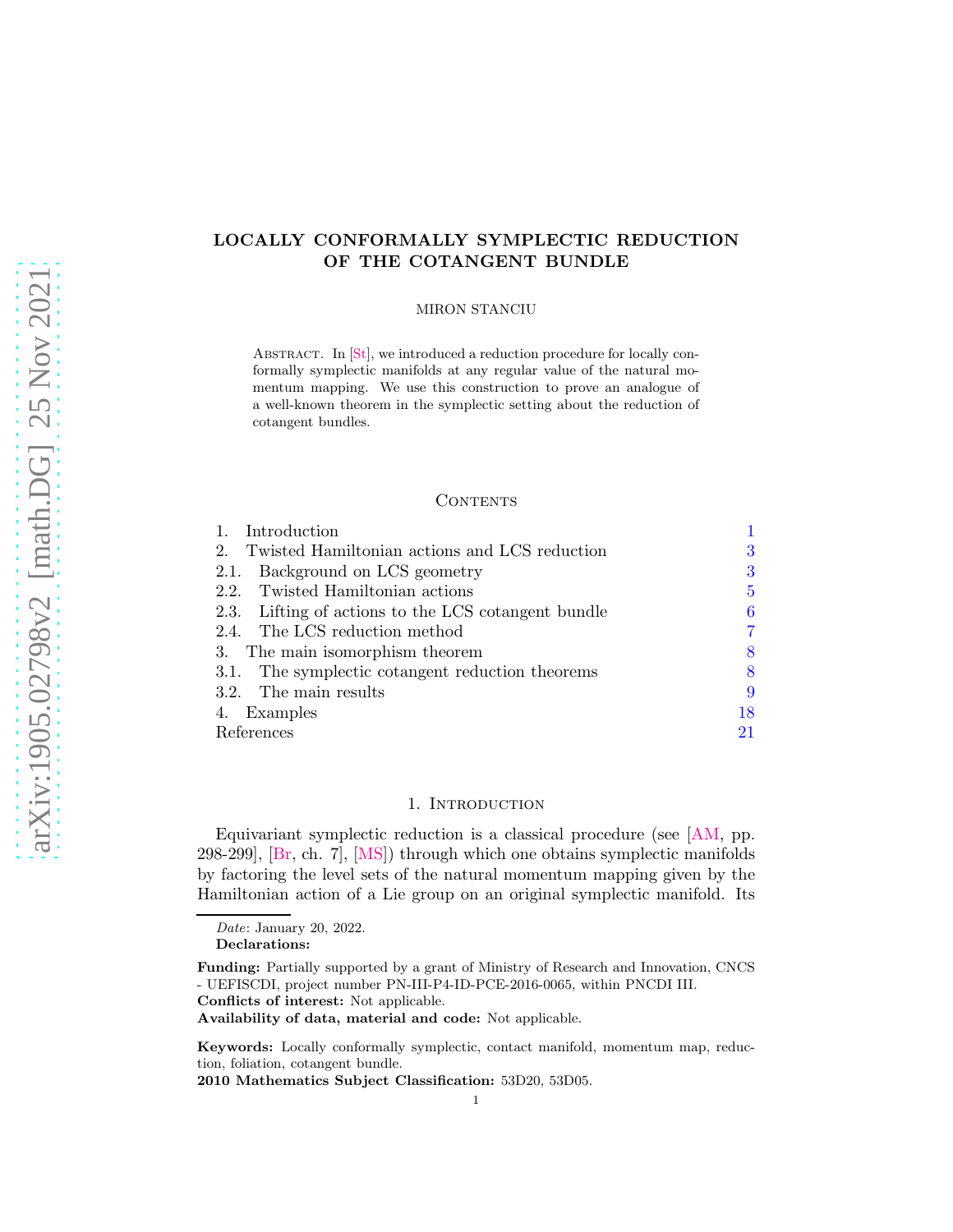# LOCALLY CONFORMALLY SYMPLECTIC REDUCTION OF THE COTANGENT BUNDLE

MIRON STANCIU

Abstract. In [St], we introduced a reduction procedure for locally conformally symplectic manifolds at any regular value of the natural momentum mapping. We use this construction to prove an analogue of a well-known theorem in the symplectic setting about the reduction of cotangent bundles.

## Contents

| | |
|---|---|
| 1. Introduction | 1 |
| 2. Twisted Hamiltonian actions and LCS reduction | 3 |
| 2.1. Background on LCS geometry | 3 |
| 2.2. Twisted Hamiltonian actions | 5 |
| 2.3. Lifting of actions to the LCS cotangent bundle | 6 |
| 2.4. The LCS reduction method | 7 |
| 3. The main isomorphism theorem | 8 |
| 3.1. The symplectic cotangent reduction theorems | 8 |
| 3.2. The main results | 9 |
| 4. Examples | 18 |
| References | 21 |

## 1. Introduction

Equivariant symplectic reduction is a classical procedure (see [AM, pp. 298-299], [Br, ch. 7], [MS]) through which one obtains symplectic manifolds by factoring the level sets of the natural momentum mapping given by the Hamiltonian action of a Lie group on an original symplectic manifold. Its

*Date*: January 20, 2022.

**Declarations:**

**Funding:** Partially supported by a grant of Ministry of Research and Innovation, CNCS - UEFISCDI, project number PN-III-P4-ID-PCE-2016-0065, within PNCDI III.

**Conflicts of interest:** Not applicable.

**Availability of data, material and code:** Not applicable.

**Keywords:** Locally conformally symplectic, contact manifold, momentum map, reduction, foliation, cotangent bundle.

**2010 Mathematics Subject Classification:** 53D20, 53D05.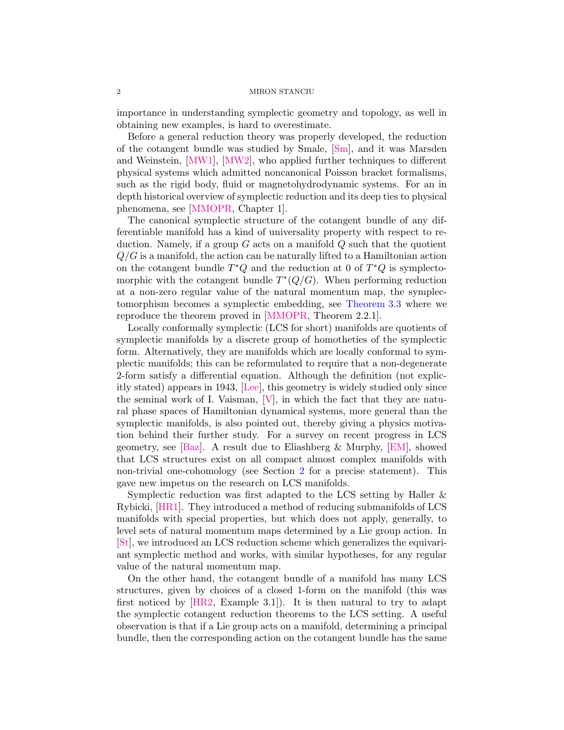importance in understanding symplectic geometry and topology, as well in obtaining new examples, is hard to overestimate.

Before a general reduction theory was properly developed, the reduction of the cotangent bundle was studied by Smale, [Sm], and it was Marsden and Weinstein, [MW1], [MW2], who applied further techniques to different physical systems which admitted noncanonical Poisson bracket formalisms, such as the rigid body, fluid or magnetohydrodynamic systems. For an in depth historical overview of symplectic reduction and its deep ties to physical phenomena, see [MMOPR, Chapter 1].

The canonical symplectic structure of the cotangent bundle of any differentiable manifold has a kind of universality property with respect to reduction. Namely, if a group $G$ acts on a manifold $Q$ such that the quotient $Q/G$ is a manifold, the action can be naturally lifted to a Hamiltonian action on the cotangent bundle $T^*Q$ and the reduction at 0 of $T^*Q$ is symplectomorphic with the cotangent bundle $T^*(Q/G)$. When performing reduction at a non-zero regular value of the natural momentum map, the symplectomorphism becomes a symplectic embedding, see Theorem 3.3 where we reproduce the theorem proved in [MMOPR, Theorem 2.2.1].

Locally conformally symplectic (LCS for short) manifolds are quotients of symplectic manifolds by a discrete group of homotheties of the symplectic form. Alternatively, they are manifolds which are locally conformal to symplectic manifolds; this can be reformulated to require that a non-degenerate 2-form satisfy a differential equation. Although the definition (not explicitly stated) appears in 1943, [Lee], this geometry is widely studied only since the seminal work of I. Vaisman, [V], in which the fact that they are natural phase spaces of Hamiltonian dynamical systems, more general than the symplectic manifolds, is also pointed out, thereby giving a physics motivation behind their further study. For a survey on recent progress in LCS geometry, see [Baz]. A result due to Eliashberg & Murphy, [EM], showed that LCS structures exist on all compact almost complex manifolds with non-trivial one-cohomology (see Section 2 for a precise statement). This gave new impetus on the research on LCS manifolds.

Symplectic reduction was first adapted to the LCS setting by Haller & Rybicki, [HR1]. They introduced a method of reducing submanifolds of LCS manifolds with special properties, but which does not apply, generally, to level sets of natural momentum maps determined by a Lie group action. In [St], we introduced an LCS reduction scheme which generalizes the equivariant symplectic method and works, with similar hypotheses, for any regular value of the natural momentum map.

On the other hand, the cotangent bundle of a manifold has many LCS structures, given by choices of a closed 1-form on the manifold (this was first noticed by [HR2, Example 3.1]). It is then natural to try to adapt the symplectic cotangent reduction theorems to the LCS setting. A useful observation is that if a Lie group acts on a manifold, determining a principal bundle, then the corresponding action on the cotangent bundle has the same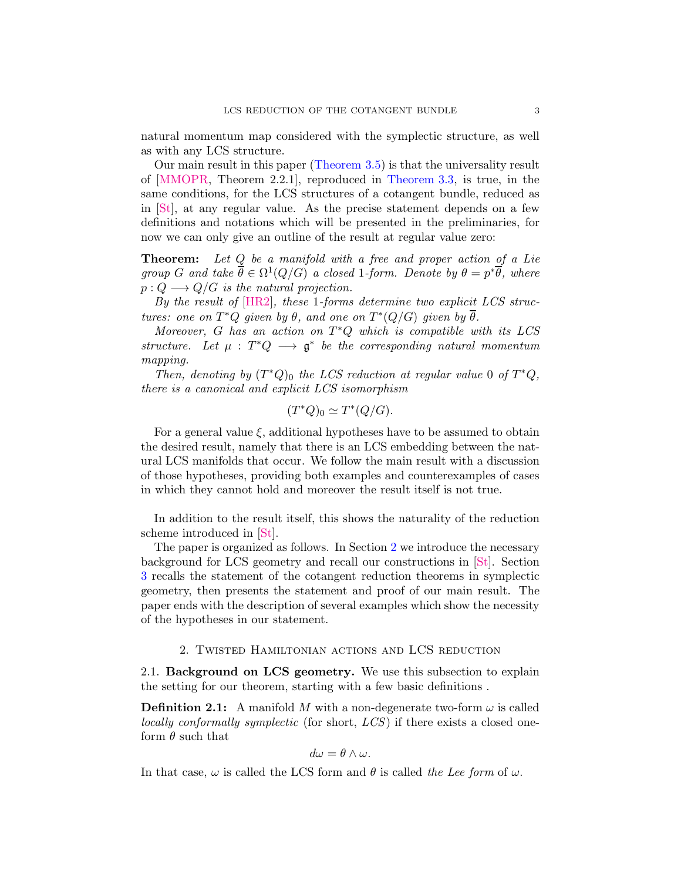natural momentum map considered with the symplectic structure, as well as with any LCS structure.

Our main result in this paper (Theorem 3.5) is that the universality result of [MMOPR, Theorem 2.2.1], reproduced in Theorem 3.3, is true, in the same conditions, for the LCS structures of a cotangent bundle, reduced as in [St], at any regular value. As the precise statement depends on a few definitions and notations which will be presented in the preliminaries, for now we can only give an outline of the result at regular value zero:

**Theorem:** *Let $Q$ be a manifold with a free and proper action of a Lie group $G$ and take $\overline{\theta} \in \Omega^1(Q/G)$ a closed 1-form. Denote by $\theta = p^*\overline{\theta}$, where $p : Q \longrightarrow Q/G$ is the natural projection.*

*By the result of [HR2], these 1-forms determine two explicit LCS structures: one on $T^*Q$ given by $\theta$, and one on $T^*(Q/G)$ given by $\overline{\theta}$.*

*Moreover, $G$ has an action on $T^*Q$ which is compatible with its LCS structure. Let $\mu : T^*Q \longrightarrow \mathfrak{g}^*$ be the corresponding natural momentum mapping.*

*Then, denoting by $(T^*Q)_0$ the LCS reduction at regular value 0 of $T^*Q$, there is a canonical and explicit LCS isomorphism*

$$(T^*Q)_0 \simeq T^*(Q/G).$$

For a general value $\xi$, additional hypotheses have to be assumed to obtain the desired result, namely that there is an LCS embedding between the natural LCS manifolds that occur. We follow the main result with a discussion of those hypotheses, providing both examples and counterexamples of cases in which they cannot hold and moreover the result itself is not true.

In addition to the result itself, this shows the naturality of the reduction scheme introduced in [St].

The paper is organized as follows. In Section 2 we introduce the necessary background for LCS geometry and recall our constructions in [St]. Section 3 recalls the statement of the cotangent reduction theorems in symplectic geometry, then presents the statement and proof of our main result. The paper ends with the description of several examples which show the necessity of the hypotheses in our statement.

## 2. Twisted Hamiltonian actions and LCS reduction

### 2.1. Background on LCS geometry.

We use this subsection to explain the setting for our theorem, starting with a few basic definitions .

**Definition 2.1:** A manifold $M$ with a non-degenerate two-form $\omega$ is called *locally conformally symplectic* (for short, *LCS*) if there exists a closed one-form $\theta$ such that

$$d\omega = \theta \wedge \omega.$$

In that case, $\omega$ is called the LCS form and $\theta$ is called *the Lee form* of $\omega$.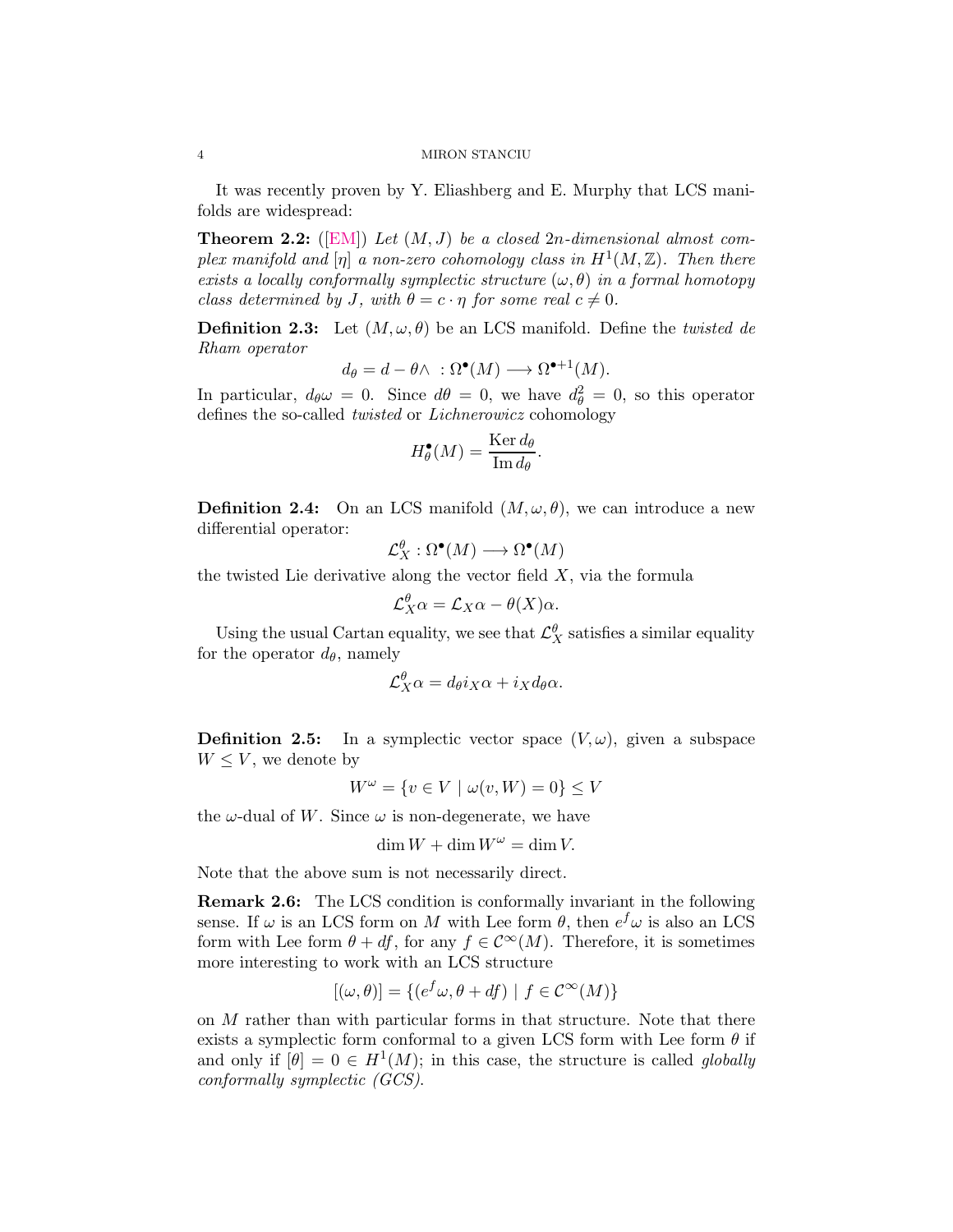It was recently proven by Y. Eliashberg and E. Murphy that LCS manifolds are widespread:

**Theorem 2.2:** ([EM]) *Let $(M, J)$ be a closed $2n$-dimensional almost complex manifold and $[\eta]$ a non-zero cohomology class in $H^1(M, \mathbb{Z})$. Then there exists a locally conformally symplectic structure $(\omega, \theta)$ in a formal homotopy class determined by $J$, with $\theta = c \cdot \eta$ for some real $c \neq 0$.*

**Definition 2.3:** Let $(M, \omega, \theta)$ be an LCS manifold. Define the *twisted de Rham operator*

$$d_\theta = d - \theta\wedge \;: \Omega^\bullet(M) \longrightarrow \Omega^{\bullet+1}(M).$$

In particular, $d_\theta \omega = 0$. Since $d\theta = 0$, we have $d_\theta^2 = 0$, so this operator defines the so-called *twisted* or *Lichnerowicz* cohomology

$$H^\bullet_\theta(M) = \frac{\operatorname{Ker} d_\theta}{\operatorname{Im} d_\theta}.$$

**Definition 2.4:** On an LCS manifold $(M, \omega, \theta)$, we can introduce a new differential operator:

$$\mathcal{L}^\theta_X : \Omega^\bullet(M) \longrightarrow \Omega^\bullet(M)$$

the twisted Lie derivative along the vector field $X$, via the formula

$$\mathcal{L}^\theta_X \alpha = \mathcal{L}_X \alpha - \theta(X)\alpha.$$

Using the usual Cartan equality, we see that $\mathcal{L}^\theta_X$ satisfies a similar equality for the operator $d_\theta$, namely

$$\mathcal{L}^\theta_X \alpha = d_\theta i_X \alpha + i_X d_\theta \alpha.$$

**Definition 2.5:** In a symplectic vector space $(V, \omega)$, given a subspace $W \leq V$, we denote by

$$W^\omega = \{v \in V \mid \omega(v, W) = 0\} \leq V$$

the $\omega$-dual of $W$. Since $\omega$ is non-degenerate, we have

$$\dim W + \dim W^\omega = \dim V.$$

Note that the above sum is not necessarily direct.

**Remark 2.6:** The LCS condition is conformally invariant in the following sense. If $\omega$ is an LCS form on $M$ with Lee form $\theta$, then $e^f \omega$ is also an LCS form with Lee form $\theta + df$, for any $f \in \mathcal{C}^\infty(M)$. Therefore, it is sometimes more interesting to work with an LCS structure

$$[(\omega, \theta)] = \{(e^f \omega, \theta + df) \mid f \in \mathcal{C}^\infty(M)\}$$

on $M$ rather than with particular forms in that structure. Note that there exists a symplectic form conformal to a given LCS form with Lee form $\theta$ if and only if $[\theta] = 0 \in H^1(M)$; in this case, the structure is called *globally conformally symplectic (GCS)*.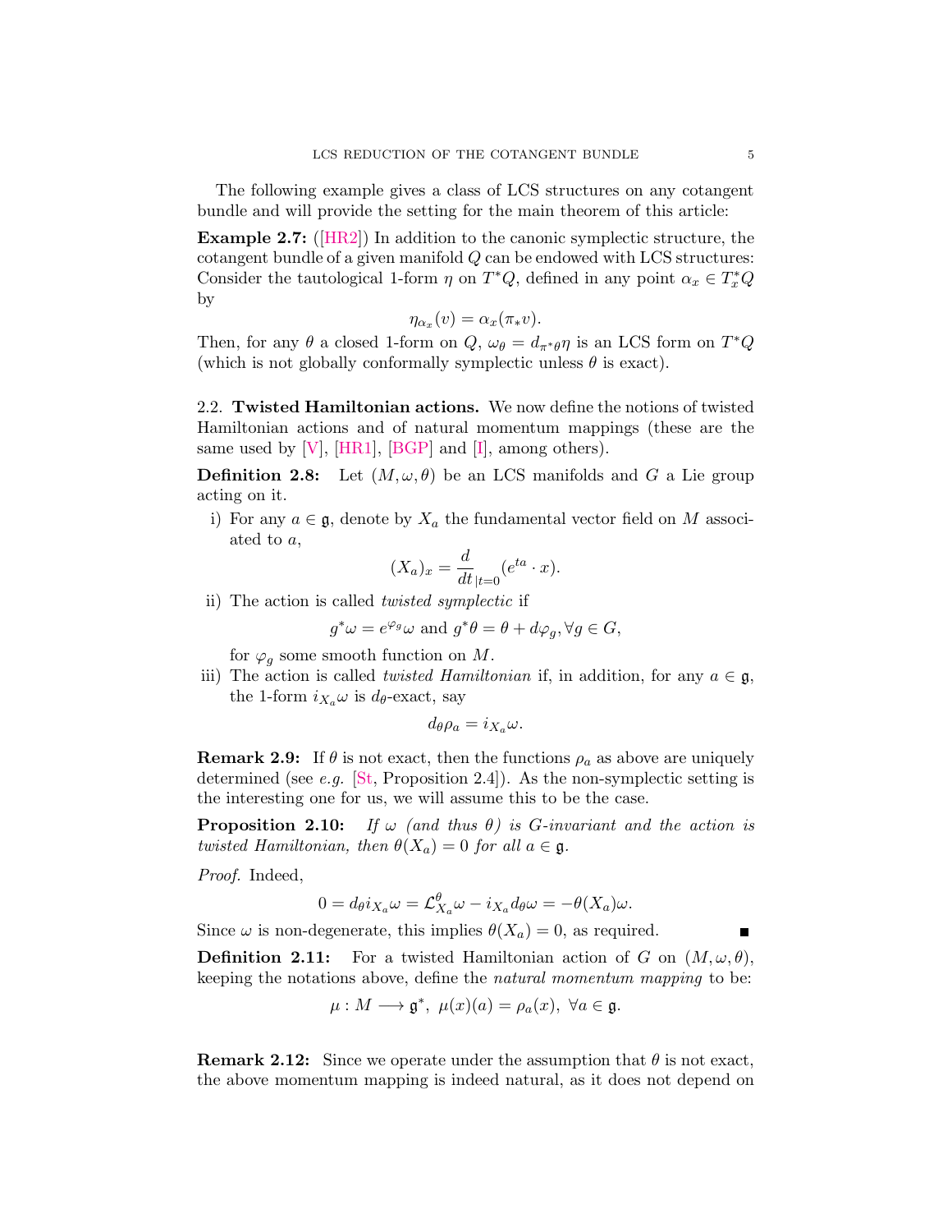The following example gives a class of LCS structures on any cotangent bundle and will provide the setting for the main theorem of this article:

**Example 2.7:** ([HR2]) In addition to the canonic symplectic structure, the cotangent bundle of a given manifold $Q$ can be endowed with LCS structures: Consider the tautological 1-form $\eta$ on $T^*Q$, defined in any point $\alpha_x \in T^*_x Q$ by

$$\eta_{\alpha_x}(v) = \alpha_x(\pi_* v).$$

Then, for any $\theta$ a closed 1-form on $Q$, $\omega_\theta = d_{\pi^*\theta}\eta$ is an LCS form on $T^*Q$ (which is not globally conformally symplectic unless $\theta$ is exact).

## 2.2. Twisted Hamiltonian actions.

We now define the notions of twisted Hamiltonian actions and of natural momentum mappings (these are the same used by [V], [HR1], [BGP] and [I], among others).

**Definition 2.8:** Let $(M, \omega, \theta)$ be an LCS manifolds and $G$ a Lie group acting on it.

i) For any $a \in \mathfrak{g}$, denote by $X_a$ the fundamental vector field on $M$ associated to $a$,
$$(X_a)_x = \frac{d}{dt}_{|t=0}(e^{ta} \cdot x).$$

ii) The action is called *twisted symplectic* if
$$g^*\omega = e^{\varphi_g}\omega \text{ and } g^*\theta = \theta + d\varphi_g, \forall g \in G,$$
for $\varphi_g$ some smooth function on $M$.

iii) The action is called *twisted Hamiltonian* if, in addition, for any $a \in \mathfrak{g}$, the 1-form $i_{X_a}\omega$ is $d_\theta$-exact, say
$$d_\theta \rho_a = i_{X_a}\omega.$$

**Remark 2.9:** If $\theta$ is not exact, then the functions $\rho_a$ as above are uniquely determined (see *e.g.* [St, Proposition 2.4]). As the non-symplectic setting is the interesting one for us, we will assume this to be the case.

**Proposition 2.10:** *If $\omega$ (and thus $\theta$) is $G$-invariant and the action is twisted Hamiltonian, then $\theta(X_a) = 0$ for all $a \in \mathfrak{g}$.*

*Proof.* Indeed,
$$0 = d_\theta i_{X_a}\omega = \mathcal{L}^\theta_{X_a}\omega - i_{X_a}d_\theta\omega = -\theta(X_a)\omega.$$
Since $\omega$ is non-degenerate, this implies $\theta(X_a) = 0$, as required. ∎

**Definition 2.11:** For a twisted Hamiltonian action of $G$ on $(M, \omega, \theta)$, keeping the notations above, define the *natural momentum mapping* to be:
$$\mu : M \longrightarrow \mathfrak{g}^*,\ \mu(x)(a) = \rho_a(x),\ \forall a \in \mathfrak{g}.$$

**Remark 2.12:** Since we operate under the assumption that $\theta$ is not exact, the above momentum mapping is indeed natural, as it does not depend on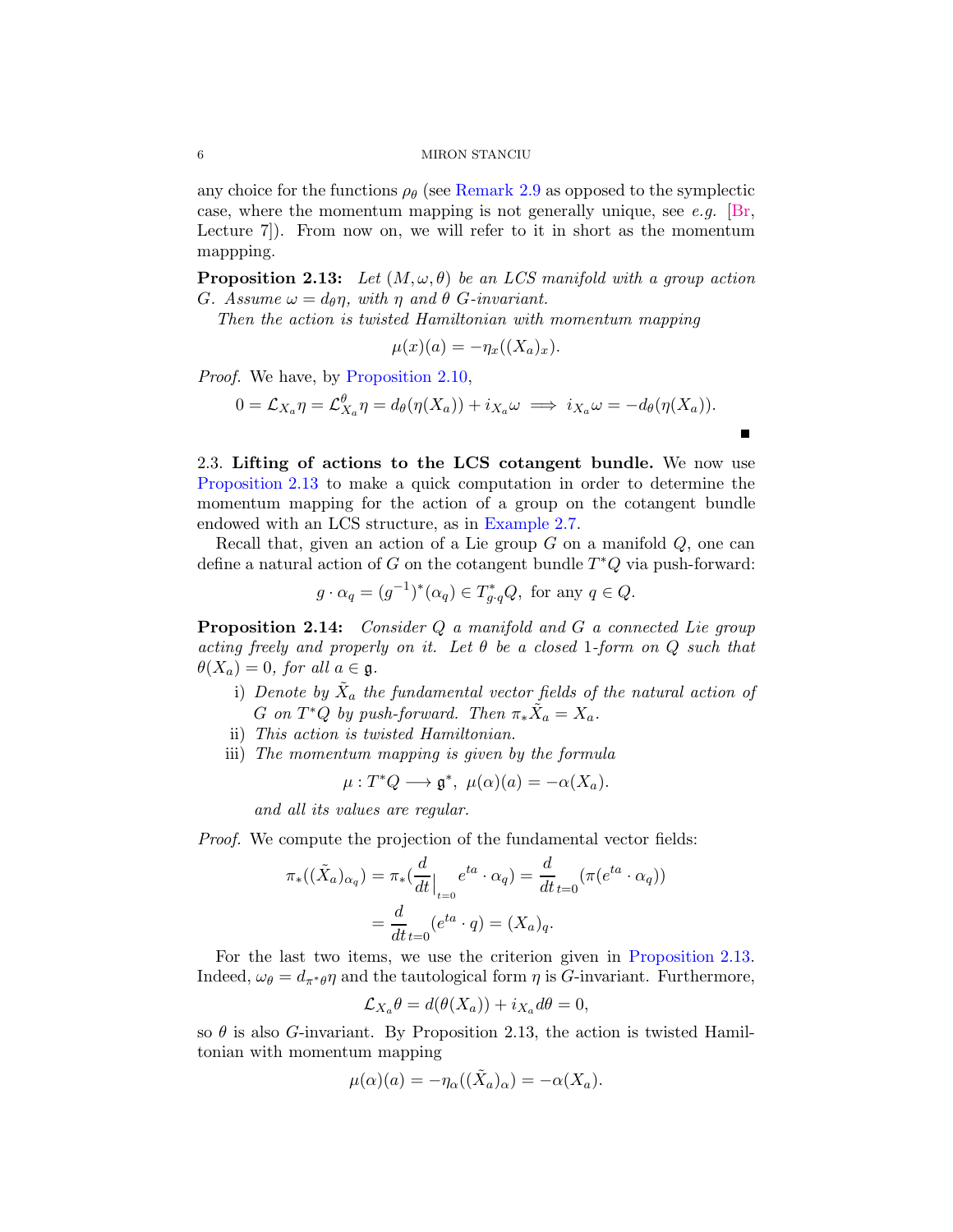any choice for the functions $\rho_\theta$ (see Remark 2.9 as opposed to the symplectic case, where the momentum mapping is not generally unique, see *e.g.* [Br, Lecture 7]). From now on, we will refer to it in short as the momentum mappping.

**Proposition 2.13:** *Let $(M, \omega, \theta)$ be an LCS manifold with a group action $G$. Assume $\omega = d_\theta \eta$, with $\eta$ and $\theta$ $G$-invariant.*

*Then the action is twisted Hamiltonian with momentum mapping*

$$\mu(x)(a) = -\eta_x((X_a)_x).$$

*Proof.* We have, by Proposition 2.10,

$$0 = \mathcal{L}_{X_a}\eta = \mathcal{L}^\theta_{X_a}\eta = d_\theta(\eta(X_a)) + i_{X_a}\omega \implies i_{X_a}\omega = -d_\theta(\eta(X_a)).$$

∎

2.3. **Lifting of actions to the LCS cotangent bundle.** We now use Proposition 2.13 to make a quick computation in order to determine the momentum mapping for the action of a group on the cotangent bundle endowed with an LCS structure, as in Example 2.7.

Recall that, given an action of a Lie group $G$ on a manifold $Q$, one can define a natural action of $G$ on the cotangent bundle $T^*Q$ via push-forward:

$$g \cdot \alpha_q = (g^{-1})^*(\alpha_q) \in T^*_{g\cdot q}Q, \text{ for any } q \in Q.$$

**Proposition 2.14:** *Consider $Q$ a manifold and $G$ a connected Lie group acting freely and properly on it. Let $\theta$ be a closed 1-form on $Q$ such that $\theta(X_a) = 0$, for all $a \in \mathfrak{g}$.*

i) *Denote by $\tilde{X}_a$ the fundamental vector fields of the natural action of $G$ on $T^*Q$ by push-forward. Then $\pi_*\tilde{X}_a = X_a$.*
ii) *This action is twisted Hamiltonian.*
iii) *The momentum mapping is given by the formula*

$$\mu : T^*Q \longrightarrow \mathfrak{g}^*,\ \mu(\alpha)(a) = -\alpha(X_a).$$

*and all its values are regular.*

*Proof.* We compute the projection of the fundamental vector fields:

$$\pi_*((\tilde{X}_a)_{\alpha_q}) = \pi_*(\frac{d}{dt}\Big|_{t=0} e^{ta}\cdot \alpha_q) = \frac{d}{dt}_{t=0}(\pi(e^{ta}\cdot\alpha_q))$$
$$= \frac{d}{dt}_{t=0}(e^{ta}\cdot q) = (X_a)_q.$$

For the last two items, we use the criterion given in Proposition 2.13. Indeed, $\omega_\theta = d_{\pi^*\theta}\eta$ and the tautological form $\eta$ is $G$-invariant. Furthermore,

$$\mathcal{L}_{X_a}\theta = d(\theta(X_a)) + i_{X_a}d\theta = 0,$$

so $\theta$ is also $G$-invariant. By Proposition 2.13, the action is twisted Hamiltonian with momentum mapping

$$\mu(\alpha)(a) = -\eta_\alpha((\tilde{X}_a)_\alpha) = -\alpha(X_a).$$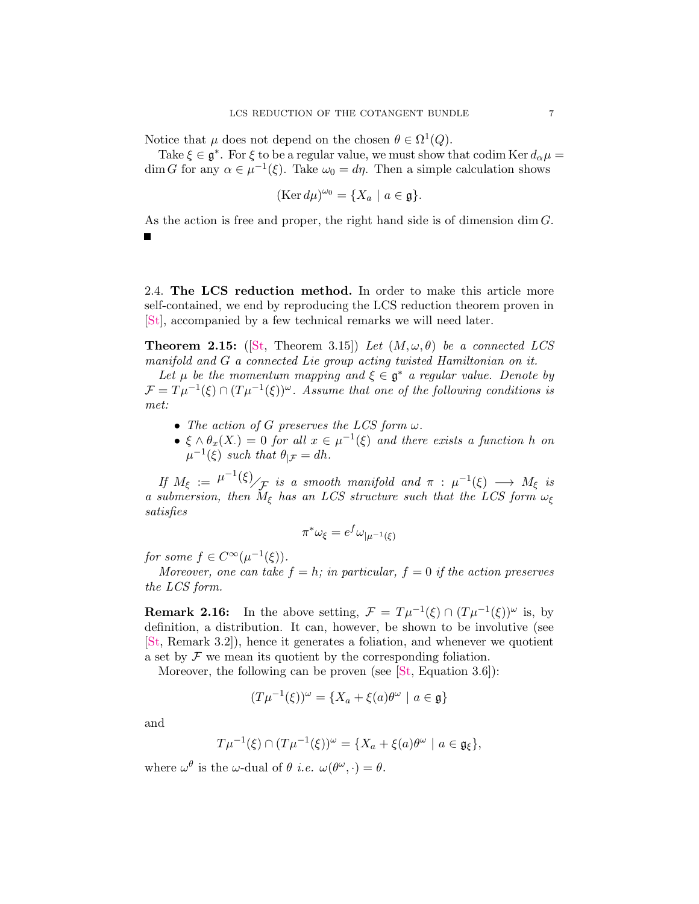Notice that $\mu$ does not depend on the chosen $\theta \in \Omega^1(Q)$.

Take $\xi \in \mathfrak{g}^*$. For $\xi$ to be a regular value, we must show that $\operatorname{codim} \operatorname{Ker} d_\alpha \mu = \dim G$ for any $\alpha \in \mu^{-1}(\xi)$. Take $\omega_0 = d\eta$. Then a simple calculation shows

$$(\operatorname{Ker} d\mu)^{\omega_0} = \{X_a \mid a \in \mathfrak{g}\}.$$

As the action is free and proper, the right hand side is of dimension $\dim G$.
■

2.4. **The LCS reduction method.** In order to make this article more self-contained, we end by reproducing the LCS reduction theorem proven in [St], accompanied by a few technical remarks we will need later.

**Theorem 2.15:** ([St, Theorem 3.15]) *Let $(M, \omega, \theta)$ be a connected LCS manifold and $G$ a connected Lie group acting twisted Hamiltonian on it.*

*Let $\mu$ be the momentum mapping and $\xi \in \mathfrak{g}^*$ a regular value. Denote by $\mathcal{F} = T\mu^{-1}(\xi) \cap (T\mu^{-1}(\xi))^\omega$. Assume that one of the following conditions is met:*

- *The action of $G$ preserves the LCS form $\omega$.*
- *$\xi \wedge \theta_x(X_\cdot) = 0$ for all $x \in \mu^{-1}(\xi)$ and there exists a function $h$ on $\mu^{-1}(\xi)$ such that $\theta_{|\mathcal{F}} = dh$.*

*If $M_\xi := {\mu^{-1}(\xi)}/{\mathcal{F}}$ is a smooth manifold and $\pi : \mu^{-1}(\xi) \longrightarrow M_\xi$ is a submersion, then $M_\xi$ has an LCS structure such that the LCS form $\omega_\xi$ satisfies*

$$\pi^* \omega_\xi = e^f \omega_{|\mu^{-1}(\xi)}$$

*for some $f \in C^\infty(\mu^{-1}(\xi))$.*

*Moreover, one can take $f = h$; in particular, $f = 0$ if the action preserves the LCS form.*

**Remark 2.16:** In the above setting, $\mathcal{F} = T\mu^{-1}(\xi) \cap (T\mu^{-1}(\xi))^\omega$ is, by definition, a distribution. It can, however, be shown to be involutive (see [St, Remark 3.2]), hence it generates a foliation, and whenever we quotient a set by $\mathcal{F}$ we mean its quotient by the corresponding foliation.

Moreover, the following can be proven (see [St, Equation 3.6]):

$$(T\mu^{-1}(\xi))^\omega = \{X_a + \xi(a)\theta^\omega \mid a \in \mathfrak{g}\}$$

and

$$T\mu^{-1}(\xi) \cap (T\mu^{-1}(\xi))^\omega = \{X_a + \xi(a)\theta^\omega \mid a \in \mathfrak{g}_\xi\},$$

where $\omega^\theta$ is the $\omega$-dual of $\theta$ *i.e.* $\omega(\theta^\omega, \cdot) = \theta$.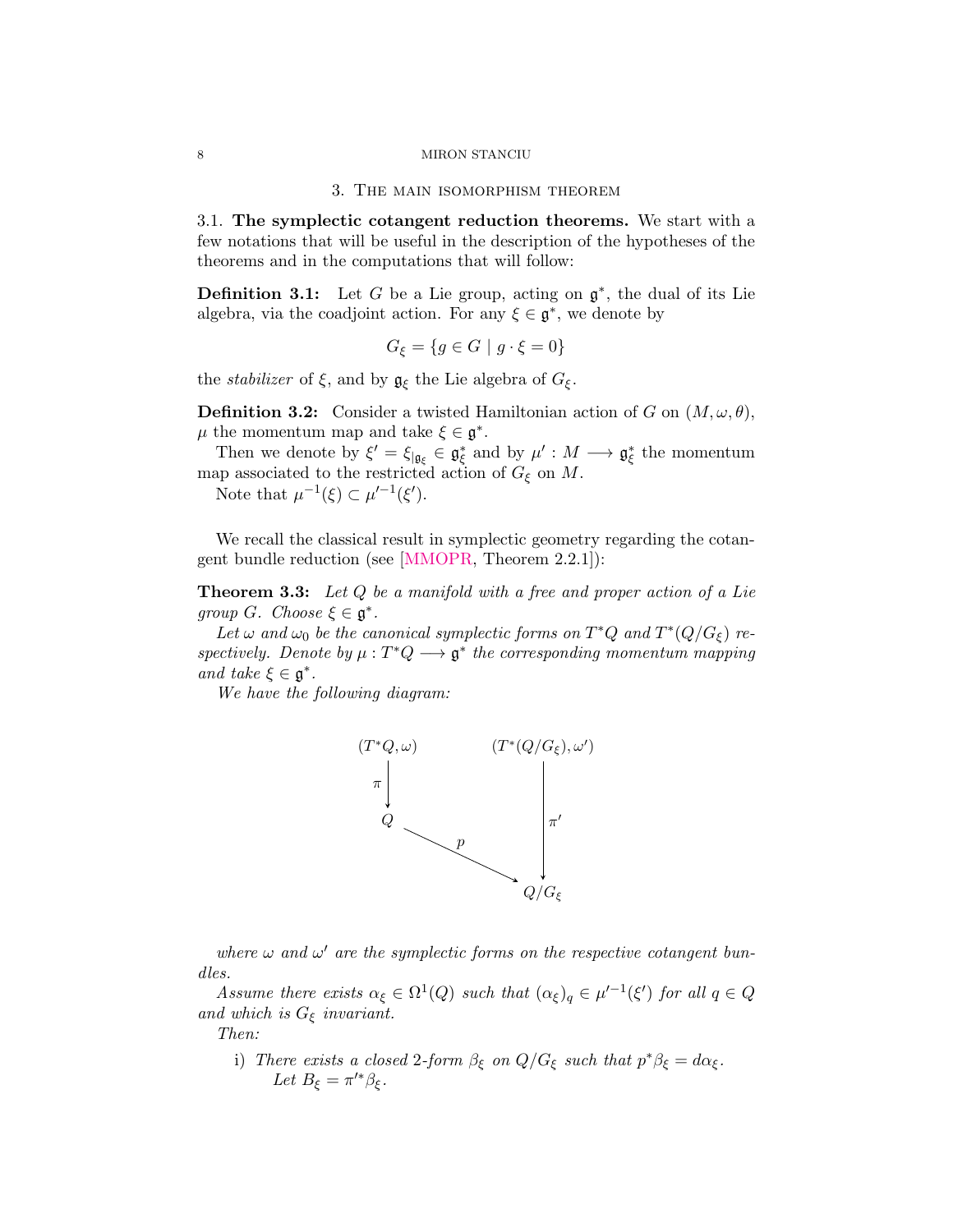## 3. The main isomorphism theorem

3.1. **The symplectic cotangent reduction theorems.** We start with a few notations that will be useful in the description of the hypotheses of the theorems and in the computations that will follow:

**Definition 3.1:** Let $G$ be a Lie group, acting on $\mathfrak{g}^*$, the dual of its Lie algebra, via the coadjoint action. For any $\xi \in \mathfrak{g}^*$, we denote by

$$G_\xi = \{g \in G \mid g \cdot \xi = 0\}$$

the *stabilizer* of $\xi$, and by $\mathfrak{g}_\xi$ the Lie algebra of $G_\xi$.

**Definition 3.2:** Consider a twisted Hamiltonian action of $G$ on $(M, \omega, \theta)$, $\mu$ the momentum map and take $\xi \in \mathfrak{g}^*$.

Then we denote by $\xi' = \xi_{|\mathfrak{g}_\xi} \in \mathfrak{g}_\xi^*$ and by $\mu' : M \longrightarrow \mathfrak{g}_\xi^*$ the momentum map associated to the restricted action of $G_\xi$ on $M$.

Note that $\mu^{-1}(\xi) \subset \mu'^{-1}(\xi')$.

We recall the classical result in symplectic geometry regarding the cotangent bundle reduction (see [MMOPR, Theorem 2.2.1]):

**Theorem 3.3:** *Let $Q$ be a manifold with a free and proper action of a Lie group $G$. Choose $\xi \in \mathfrak{g}^*$.*

*Let $\omega$ and $\omega_0$ be the canonical symplectic forms on $T^*Q$ and $T^*(Q/G_\xi)$ respectively. Denote by $\mu : T^*Q \longrightarrow \mathfrak{g}^*$ the corresponding momentum mapping and take $\xi \in \mathfrak{g}^*$.*

*We have the following diagram:*

$$\begin{array}{ccc}
(T^*Q, \omega) & & (T^*(Q/G_\xi), \omega') \\
\downarrow \pi & & \\
Q & & \downarrow \pi' \\
& \searrow p & \\
& & Q/G_\xi
\end{array}$$

*where $\omega$ and $\omega'$ are the symplectic forms on the respective cotangent bundles.*

*Assume there exists $\alpha_\xi \in \Omega^1(Q)$ such that $(\alpha_\xi)_q \in \mu'^{-1}(\xi')$ for all $q \in Q$ and which is $G_\xi$ invariant.*

*Then:*

i) *There exists a closed 2-form $\beta_\xi$ on $Q/G_\xi$ such that $p^*\beta_\xi = d\alpha_\xi$.*
   *Let $B_\xi = \pi'^*\beta_\xi$.*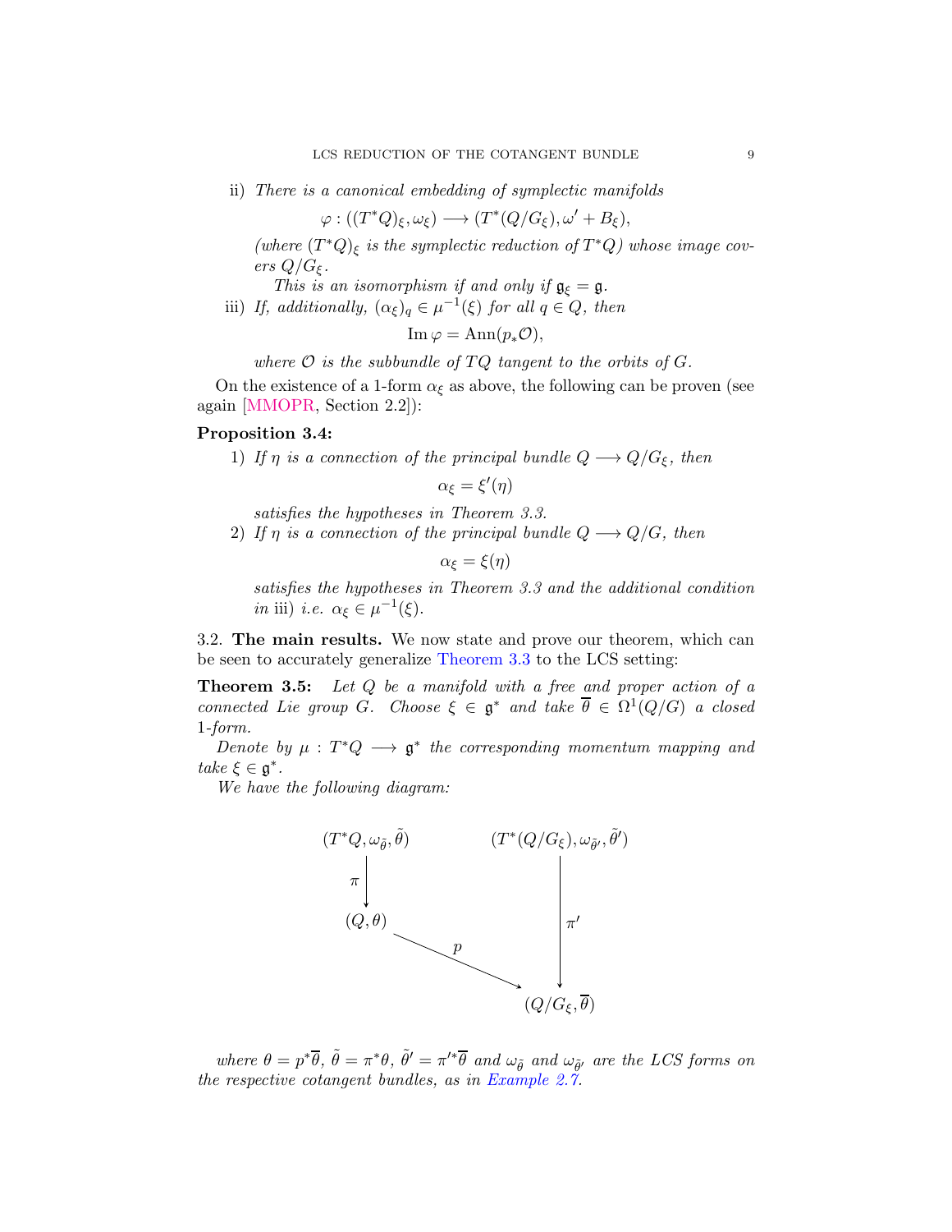ii) *There is a canonical embedding of symplectic manifolds*

$$\varphi : ((T^*Q)_\xi, \omega_\xi) \longrightarrow (T^*(Q/G_\xi), \omega' + B_\xi),$$

*(where $(T^*Q)_\xi$ is the symplectic reduction of $T^*Q$) whose image covers $Q/G_\xi$.*

*This is an isomorphism if and only if $\mathfrak{g}_\xi = \mathfrak{g}$.*

iii) *If, additionally, $(\alpha_\xi)_q \in \mu^{-1}(\xi)$ for all $q \in Q$, then*

$$\operatorname{Im} \varphi = \operatorname{Ann}(p_* \mathcal{O}),$$

*where $\mathcal{O}$ is the subbundle of $TQ$ tangent to the orbits of $G$.*

On the existence of a 1-form $\alpha_\xi$ as above, the following can be proven (see again [MMOPR, Section 2.2]):

**Proposition 3.4:**

1) *If $\eta$ is a connection of the principal bundle $Q \longrightarrow Q/G_\xi$, then*

$$\alpha_\xi = \xi'(\eta)$$

*satisfies the hypotheses in Theorem 3.3.*

2) *If $\eta$ is a connection of the principal bundle $Q \longrightarrow Q/G$, then*

$$\alpha_\xi = \xi(\eta)$$

*satisfies the hypotheses in Theorem 3.3 and the additional condition in* iii) *i.e. $\alpha_\xi \in \mu^{-1}(\xi)$.*

3.2. **The main results.** We now state and prove our theorem, which can be seen to accurately generalize Theorem 3.3 to the LCS setting:

**Theorem 3.5:** *Let $Q$ be a manifold with a free and proper action of a connected Lie group $G$. Choose $\xi \in \mathfrak{g}^*$ and take $\overline{\theta} \in \Omega^1(Q/G)$ a closed 1-form.*

*Denote by $\mu : T^*Q \longrightarrow \mathfrak{g}^*$ the corresponding momentum mapping and take $\xi \in \mathfrak{g}^*$.*

*We have the following diagram:*

$$\begin{array}{ccc}
(T^*Q, \omega_{\tilde{\theta}}, \tilde{\theta}) & & (T^*(Q/G_\xi), \omega_{\tilde{\theta}'}, \tilde{\theta}') \\
\downarrow \pi & & \\
(Q, \theta) & & \downarrow \pi' \\
& \searrow p & \\
& & (Q/G_\xi, \overline{\theta})
\end{array}$$

*where $\theta = p^*\overline{\theta}$, $\tilde{\theta} = \pi^*\theta$, $\tilde{\theta}' = \pi'^*\overline{\theta}$ and $\omega_{\tilde{\theta}}$ and $\omega_{\tilde{\theta}'}$ are the LCS forms on the respective cotangent bundles, as in Example 2.7.*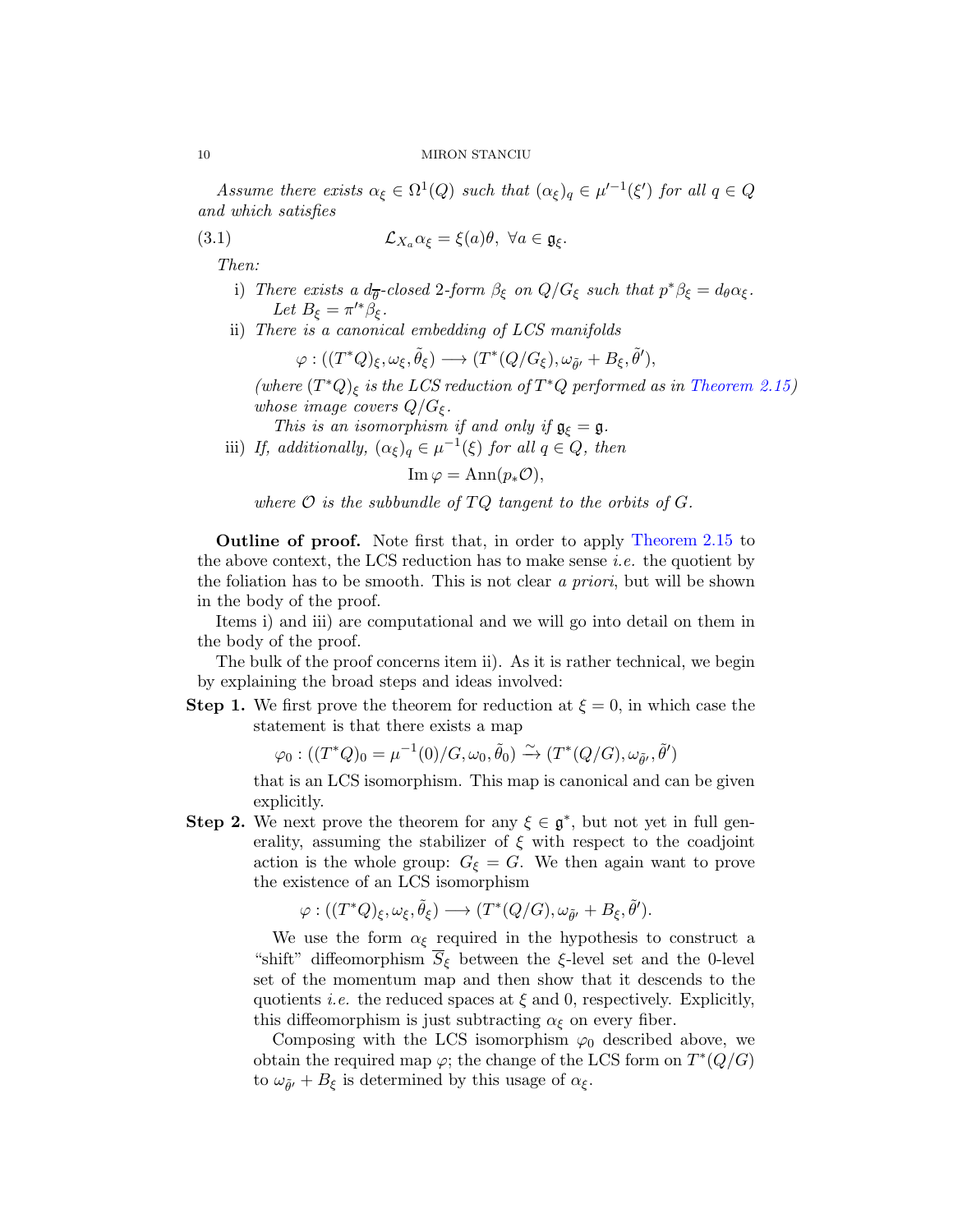*Assume there exists $\alpha_\xi \in \Omega^1(Q)$ such that $(\alpha_\xi)_q \in \mu'^{-1}(\xi')$ for all $q \in Q$ and which satisfies*

$$\mathcal{L}_{X_a}\alpha_\xi = \xi(a)\theta, \ \forall a \in \mathfrak{g}_\xi. \tag{3.1}$$

*Then:*

i) *There exists a $d_{\overline{\theta}}$-closed 2-form $\beta_\xi$ on $Q/G_\xi$ such that $p^*\beta_\xi = d_\theta\alpha_\xi$. Let $B_\xi = \pi'^*\beta_\xi$.*

ii) *There is a canonical embedding of LCS manifolds*

$$\varphi : ((T^*Q)_\xi, \omega_\xi, \tilde{\theta}_\xi) \longrightarrow (T^*(Q/G_\xi), \omega_{\tilde{\theta}'} + B_\xi, \tilde{\theta}'),$$

*(where $(T^*Q)_\xi$ is the LCS reduction of $T^*Q$ performed as in Theorem 2.15) whose image covers $Q/G_\xi$.*

*This is an isomorphism if and only if $\mathfrak{g}_\xi = \mathfrak{g}$.*

iii) *If, additionally, $(\alpha_\xi)_q \in \mu^{-1}(\xi)$ for all $q \in Q$, then*

$$\operatorname{Im}\varphi = \operatorname{Ann}(p_*\mathcal{O}),$$

*where $\mathcal{O}$ is the subbundle of $TQ$ tangent to the orbits of $G$.*

**Outline of proof.** Note first that, in order to apply Theorem 2.15 to the above context, the LCS reduction has to make sense *i.e.* the quotient by the foliation has to be smooth. This is not clear *a priori*, but will be shown in the body of the proof.

Items i) and iii) are computational and we will go into detail on them in the body of the proof.

The bulk of the proof concerns item ii). As it is rather technical, we begin by explaining the broad steps and ideas involved:

**Step 1.** We first prove the theorem for reduction at $\xi = 0$, in which case the statement is that there exists a map

$$\varphi_0 : ((T^*Q)_0 = \mu^{-1}(0)/G, \omega_0, \tilde{\theta}_0) \xrightarrow{\sim} (T^*(Q/G), \omega_{\tilde{\theta}'}, \tilde{\theta}')$$

that is an LCS isomorphism. This map is canonical and can be given explicitly.

**Step 2.** We next prove the theorem for any $\xi \in \mathfrak{g}^*$, but not yet in full generality, assuming the stabilizer of $\xi$ with respect to the coadjoint action is the whole group: $G_\xi = G$. We then again want to prove the existence of an LCS isomorphism

$$\varphi : ((T^*Q)_\xi, \omega_\xi, \tilde{\theta}_\xi) \longrightarrow (T^*(Q/G), \omega_{\tilde{\theta}'} + B_\xi, \tilde{\theta}').$$

We use the form $\alpha_\xi$ required in the hypothesis to construct a "shift" diffeomorphism $\overline{S}_\xi$ between the $\xi$-level set and the 0-level set of the momentum map and then show that it descends to the quotients *i.e.* the reduced spaces at $\xi$ and 0, respectively. Explicitly, this diffeomorphism is just subtracting $\alpha_\xi$ on every fiber.

Composing with the LCS isomorphism $\varphi_0$ described above, we obtain the required map $\varphi$; the change of the LCS form on $T^*(Q/G)$ to $\omega_{\tilde{\theta}'} + B_\xi$ is determined by this usage of $\alpha_\xi$.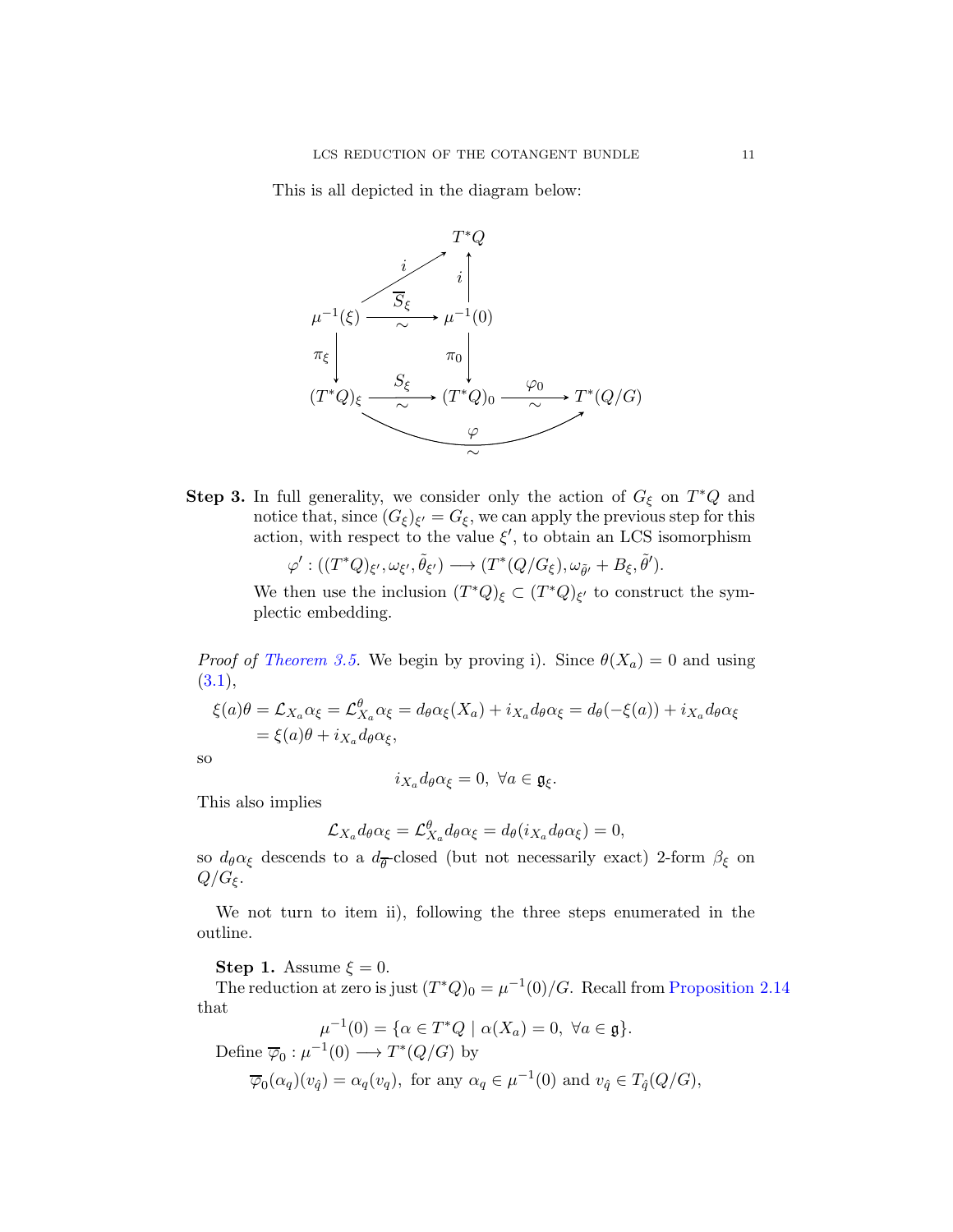This is all depicted in the diagram below:

$$
\begin{array}{ccccc}
 & & T^*Q & & \\
 & \overset{i}{\nearrow} & \uparrow i & & \\
\mu^{-1}(\xi) & \xrightarrow[\sim]{\overline{S}_\xi} & \mu^{-1}(0) & & \\
\downarrow \pi_\xi & & \downarrow \pi_0 & & \\
(T^*Q)_\xi & \xrightarrow[\sim]{S_\xi} & (T^*Q)_0 & \xrightarrow[\sim]{\varphi_0} & T^*(Q/G) \\
 & & \underset{\sim}{\overset{\varphi}{\frown}} & &
\end{array}
$$

**Step 3.** In full generality, we consider only the action of $G_\xi$ on $T^*Q$ and notice that, since $(G_\xi)_{\xi'} = G_\xi$, we can apply the previous step for this action, with respect to the value $\xi'$, to obtain an LCS isomorphism

$$\varphi' : ((T^*Q)_{\xi'}, \omega_{\xi'}, \tilde{\theta}_{\xi'}) \longrightarrow (T^*(Q/G_\xi), \omega_{\tilde{\theta}'} + B_\xi, \tilde{\theta}').$$

We then use the inclusion $(T^*Q)_\xi \subset (T^*Q)_{\xi'}$ to construct the symplectic embedding.

*Proof of Theorem 3.5.* We begin by proving i). Since $\theta(X_a) = 0$ and using (3.1),

$$
\begin{aligned}
\xi(a)\theta = \mathcal{L}_{X_a}\alpha_\xi = \mathcal{L}^\theta_{X_a}\alpha_\xi &= d_\theta\alpha_\xi(X_a) + i_{X_a}d_\theta\alpha_\xi = d_\theta(-\xi(a)) + i_{X_a}d_\theta\alpha_\xi \\
&= \xi(a)\theta + i_{X_a}d_\theta\alpha_\xi,
\end{aligned}
$$

so

$$i_{X_a}d_\theta\alpha_\xi = 0, \ \forall a \in \mathfrak{g}_\xi.$$

This also implies

$$\mathcal{L}_{X_a}d_\theta\alpha_\xi = \mathcal{L}^\theta_{X_a}d_\theta\alpha_\xi = d_\theta(i_{X_a}d_\theta\alpha_\xi) = 0,$$

so $d_\theta\alpha_\xi$ descends to a $d_{\overline{\theta}}$-closed (but not necessarily exact) 2-form $\beta_\xi$ on $Q/G_\xi$.

We not turn to item ii), following the three steps enumerated in the outline.

**Step 1.** Assume $\xi = 0$.

The reduction at zero is just $(T^*Q)_0 = \mu^{-1}(0)/G$. Recall from Proposition 2.14 that

$$\mu^{-1}(0) = \{\alpha \in T^*Q \mid \alpha(X_a) = 0, \ \forall a \in \mathfrak{g}\}.$$

Define $\overline{\varphi}_0 : \mu^{-1}(0) \longrightarrow T^*(Q/G)$ by

$$\overline{\varphi}_0(\alpha_q)(v_{\hat{q}}) = \alpha_q(v_q), \text{ for any } \alpha_q \in \mu^{-1}(0) \text{ and } v_{\hat{q}} \in T_{\hat{q}}(Q/G),$$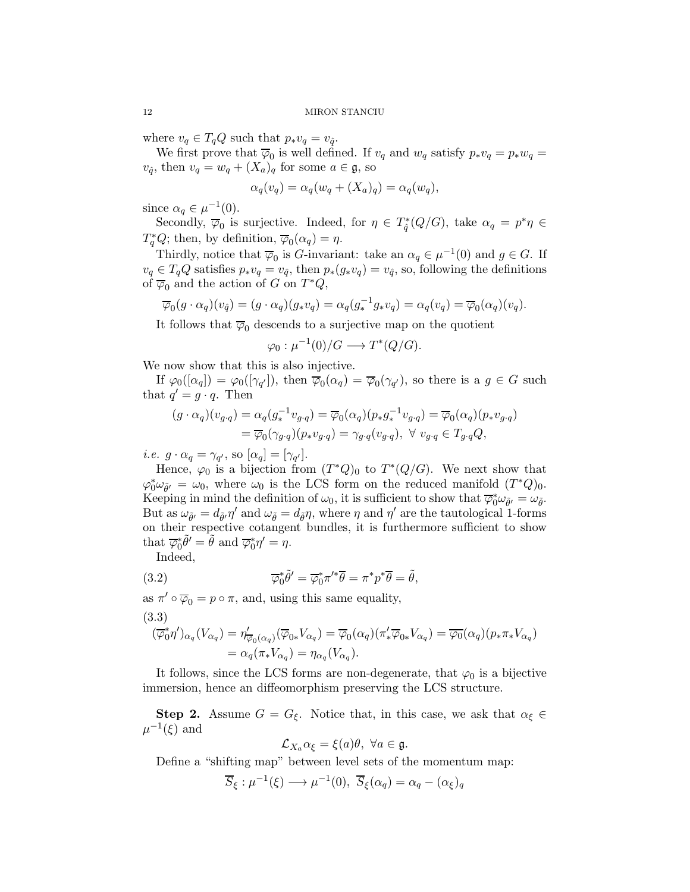where $v_q \in T_qQ$ such that $p_*v_q = v_{\hat{q}}$.

We first prove that $\overline{\varphi}_0$ is well defined. If $v_q$ and $w_q$ satisfy $p_*v_q = p_*w_q = v_{\hat{q}}$, then $v_q = w_q + (X_a)_q$ for some $a \in \mathfrak{g}$, so

$$\alpha_q(v_q) = \alpha_q(w_q + (X_a)_q) = \alpha_q(w_q),$$

since $\alpha_q \in \mu^{-1}(0)$.

Secondly, $\overline{\varphi}_0$ is surjective. Indeed, for $\eta \in T^*_{\hat{q}}(Q/G)$, take $\alpha_q = p^*\eta \in T^*_qQ$; then, by definition, $\overline{\varphi}_0(\alpha_q) = \eta$.

Thirdly, notice that $\overline{\varphi}_0$ is $G$-invariant: take an $\alpha_q \in \mu^{-1}(0)$ and $g \in G$. If $v_q \in T_qQ$ satisfies $p_*v_q = v_{\hat{q}}$, then $p_*(g_*v_q) = v_{\hat{q}}$, so, following the definitions of $\overline{\varphi}_0$ and the action of $G$ on $T^*Q$,

$$\overline{\varphi}_0(g \cdot \alpha_q)(v_{\hat{q}}) = (g \cdot \alpha_q)(g_*v_q) = \alpha_q(g_*^{-1}g_*v_q) = \alpha_q(v_q) = \overline{\varphi}_0(\alpha_q)(v_q).$$

It follows that $\overline{\varphi}_0$ descends to a surjective map on the quotient

$$\varphi_0 : \mu^{-1}(0)/G \longrightarrow T^*(Q/G).$$

We now show that this is also injective.

If $\varphi_0([\alpha_q]) = \varphi_0([\gamma_{q'}])$, then $\overline{\varphi}_0(\alpha_q) = \overline{\varphi}_0(\gamma_{q'})$, so there is a $g \in G$ such that $q' = g \cdot q$. Then

$$\begin{aligned}(g \cdot \alpha_q)(v_{g \cdot q}) &= \alpha_q(g_*^{-1}v_{g \cdot q}) = \overline{\varphi}_0(\alpha_q)(p_*g_*^{-1}v_{g \cdot q}) = \overline{\varphi}_0(\alpha_q)(p_*v_{g \cdot q}) \\ &= \overline{\varphi}_0(\gamma_{g \cdot q})(p_*v_{g \cdot q}) = \gamma_{g \cdot q}(v_{g \cdot q}),\ \forall\ v_{g \cdot q} \in T_{g \cdot q}Q,\end{aligned}$$

*i.e.* $g \cdot \alpha_q = \gamma_{q'}$, so $[\alpha_q] = [\gamma_{q'}]$.

Hence, $\varphi_0$ is a bijection from $(T^*Q)_0$ to $T^*(Q/G)$. We next show that $\varphi_0^*\omega_{\tilde{\theta}'} = \omega_0$, where $\omega_0$ is the LCS form on the reduced manifold $(T^*Q)_0$. Keeping in mind the definition of $\omega_0$, it is sufficient to show that $\overline{\varphi}_0^*\omega_{\tilde{\theta}'} = \omega_{\tilde{\theta}}$. But as $\omega_{\tilde{\theta}'} = d_{\tilde{\theta}'}\eta'$ and $\omega_{\tilde{\theta}} = d_{\tilde{\theta}}\eta$, where $\eta$ and $\eta'$ are the tautological 1-forms on their respective cotangent bundles, it is furthermore sufficient to show that $\overline{\varphi}_0^*\tilde{\theta}' = \tilde{\theta}$ and $\overline{\varphi}_0^*\eta' = \eta$.

Indeed,

$$\overline{\varphi}_0^*\tilde{\theta}' = \overline{\varphi}_0^*\pi'^*\overline{\theta} = \pi^*p^*\overline{\theta} = \tilde{\theta}, \tag{3.2}$$

as $\pi' \circ \overline{\varphi}_0 = p \circ \pi$, and, using this same equality,

$$\begin{aligned}(\overline{\varphi}_0^*\eta')_{\alpha_q}(V_{\alpha_q}) &= \eta'_{\overline{\varphi}_0(\alpha_q)}(\overline{\varphi}_{0*}V_{\alpha_q}) = \overline{\varphi}_0(\alpha_q)(\pi'_*\overline{\varphi}_{0*}V_{\alpha_q}) = \overline{\varphi_0}(\alpha_q)(p_*\pi_*V_{\alpha_q}) \\ &= \alpha_q(\pi_*V_{\alpha_q}) = \eta_{\alpha_q}(V_{\alpha_q}).\end{aligned} \tag{3.3}$$

It follows, since the LCS forms are non-degenerate, that $\varphi_0$ is a bijective immersion, hence an diffeomorphism preserving the LCS structure.

**Step 2.** Assume $G = G_\xi$. Notice that, in this case, we ask that $\alpha_\xi \in \mu^{-1}(\xi)$ and

$$\mathcal{L}_{X_a}\alpha_\xi = \xi(a)\theta,\ \forall a \in \mathfrak{g}.$$

Define a "shifting map" between level sets of the momentum map:

$$\overline{S}_\xi : \mu^{-1}(\xi) \longrightarrow \mu^{-1}(0),\ \overline{S}_\xi(\alpha_q) = \alpha_q - (\alpha_\xi)_q$$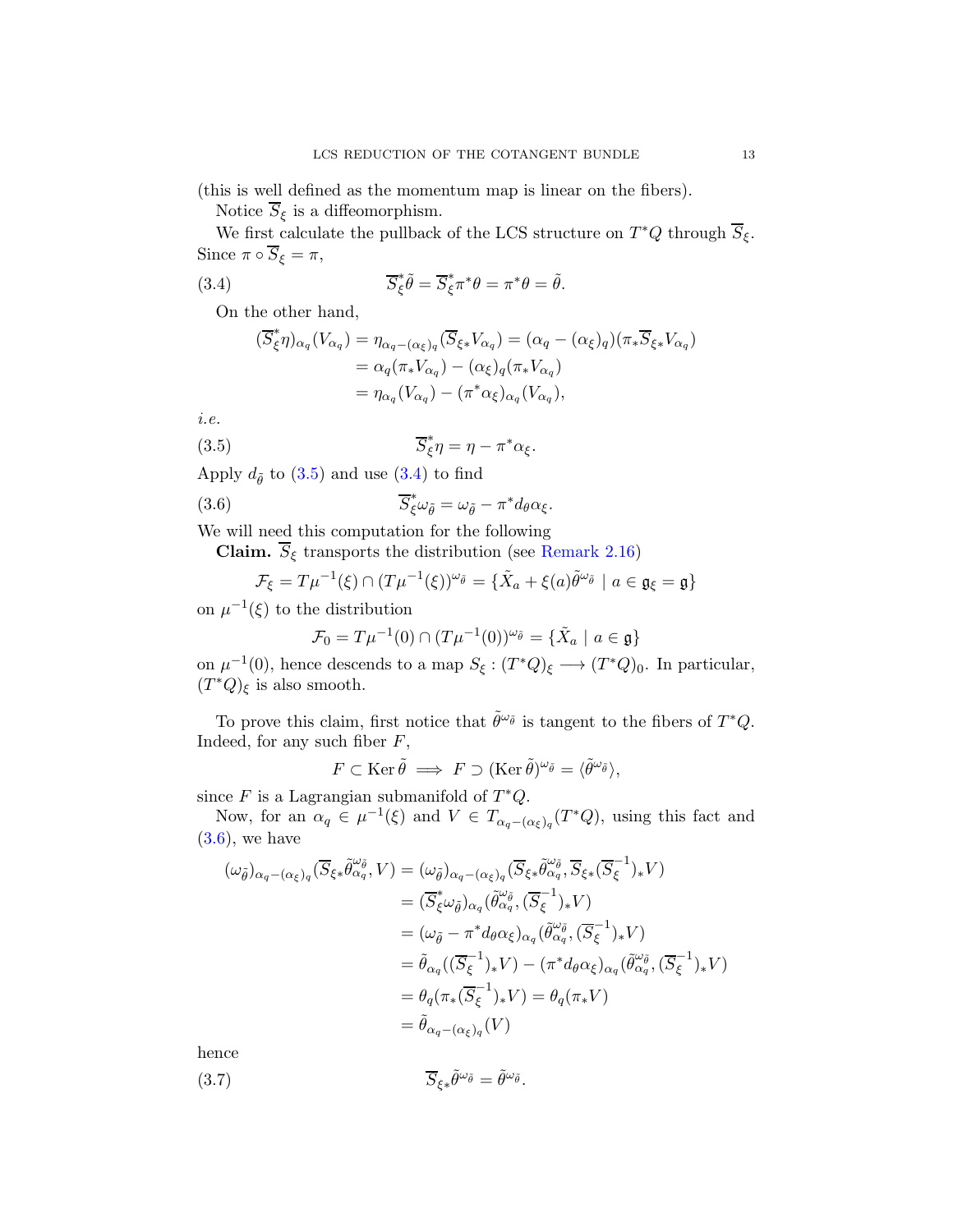(this is well defined as the momentum map is linear on the fibers).

Notice $\overline{S}_\xi$ is a diffeomorphism.

We first calculate the pullback of the LCS structure on $T^*Q$ through $\overline{S}_\xi$. Since $\pi \circ \overline{S}_\xi = \pi$,

$$\overline{S}_\xi^* \tilde{\theta} = \overline{S}_\xi^* \pi^* \theta = \pi^* \theta = \tilde{\theta}. \tag{3.4}$$

On the other hand,

$$\begin{aligned}
(\overline{S}_\xi^* \eta)_{\alpha_q}(V_{\alpha_q}) &= \eta_{\alpha_q - (\alpha_\xi)_q}(\overline{S}_{\xi *} V_{\alpha_q}) = (\alpha_q - (\alpha_\xi)_q)(\pi_* \overline{S}_{\xi *} V_{\alpha_q}) \\
&= \alpha_q(\pi_* V_{\alpha_q}) - (\alpha_\xi)_q(\pi_* V_{\alpha_q}) \\
&= \eta_{\alpha_q}(V_{\alpha_q}) - (\pi^* \alpha_\xi)_{\alpha_q}(V_{\alpha_q}),
\end{aligned}$$

*i.e.*

$$\overline{S}_\xi^* \eta = \eta - \pi^* \alpha_\xi. \tag{3.5}$$

Apply $d_{\tilde{\theta}}$ to (3.5) and use (3.4) to find

$$\overline{S}_\xi^* \omega_{\tilde{\theta}} = \omega_{\tilde{\theta}} - \pi^* d_\theta \alpha_\xi. \tag{3.6}$$

We will need this computation for the following

**Claim.** $\overline{S}_\xi$ transports the distribution (see Remark 2.16)

$$\mathcal{F}_\xi = T\mu^{-1}(\xi) \cap (T\mu^{-1}(\xi))^{\omega_{\tilde{\theta}}} = \{\tilde{X}_a + \xi(a)\tilde{\theta}^{\omega_{\tilde{\theta}}} \mid a \in \mathfrak{g}_\xi = \mathfrak{g}\}$$

on $\mu^{-1}(\xi)$ to the distribution

$$\mathcal{F}_0 = T\mu^{-1}(0) \cap (T\mu^{-1}(0))^{\omega_{\tilde{\theta}}} = \{\tilde{X}_a \mid a \in \mathfrak{g}\}$$

on $\mu^{-1}(0)$, hence descends to a map $S_\xi : (T^*Q)_\xi \longrightarrow (T^*Q)_0$. In particular, $(T^*Q)_\xi$ is also smooth.

To prove this claim, first notice that $\tilde{\theta}^{\omega_{\tilde{\theta}}}$ is tangent to the fibers of $T^*Q$. Indeed, for any such fiber $F$,

$$F \subset \operatorname{Ker} \tilde{\theta} \implies F \supset (\operatorname{Ker} \tilde{\theta})^{\omega_{\tilde{\theta}}} = \langle \tilde{\theta}^{\omega_{\tilde{\theta}}} \rangle,$$

since $F$ is a Lagrangian submanifold of $T^*Q$.

Now, for an $\alpha_q \in \mu^{-1}(\xi)$ and $V \in T_{\alpha_q - (\alpha_\xi)_q}(T^*Q)$, using this fact and (3.6), we have

$$\begin{aligned}
(\omega_{\tilde{\theta}})_{\alpha_q - (\alpha_\xi)_q}(\overline{S}_{\xi *} \tilde{\theta}^{\omega_{\tilde{\theta}}}_{\alpha_q}, V) &= (\omega_{\tilde{\theta}})_{\alpha_q - (\alpha_\xi)_q}(\overline{S}_{\xi *} \tilde{\theta}^{\omega_{\tilde{\theta}}}_{\alpha_q}, \overline{S}_{\xi *} (\overline{S}_\xi^{-1})_* V) \\
&= (\overline{S}_\xi^* \omega_{\tilde{\theta}})_{\alpha_q}(\tilde{\theta}^{\omega_{\tilde{\theta}}}_{\alpha_q}, (\overline{S}_\xi^{-1})_* V) \\
&= (\omega_{\tilde{\theta}} - \pi^* d_\theta \alpha_\xi)_{\alpha_q}(\tilde{\theta}^{\omega_{\tilde{\theta}}}_{\alpha_q}, (\overline{S}_\xi^{-1})_* V) \\
&= \tilde{\theta}_{\alpha_q}((\overline{S}_\xi^{-1})_* V) - (\pi^* d_\theta \alpha_\xi)_{\alpha_q}(\tilde{\theta}^{\omega_{\tilde{\theta}}}_{\alpha_q}, (\overline{S}_\xi^{-1})_* V) \\
&= \theta_q(\pi_* (\overline{S}_\xi^{-1})_* V) = \theta_q(\pi_* V) \\
&= \tilde{\theta}_{\alpha_q - (\alpha_\xi)_q}(V)
\end{aligned}$$

hence

$$\overline{S}_{\xi *} \tilde{\theta}^{\omega_{\tilde{\theta}}} = \tilde{\theta}^{\omega_{\tilde{\theta}}}. \tag{3.7}$$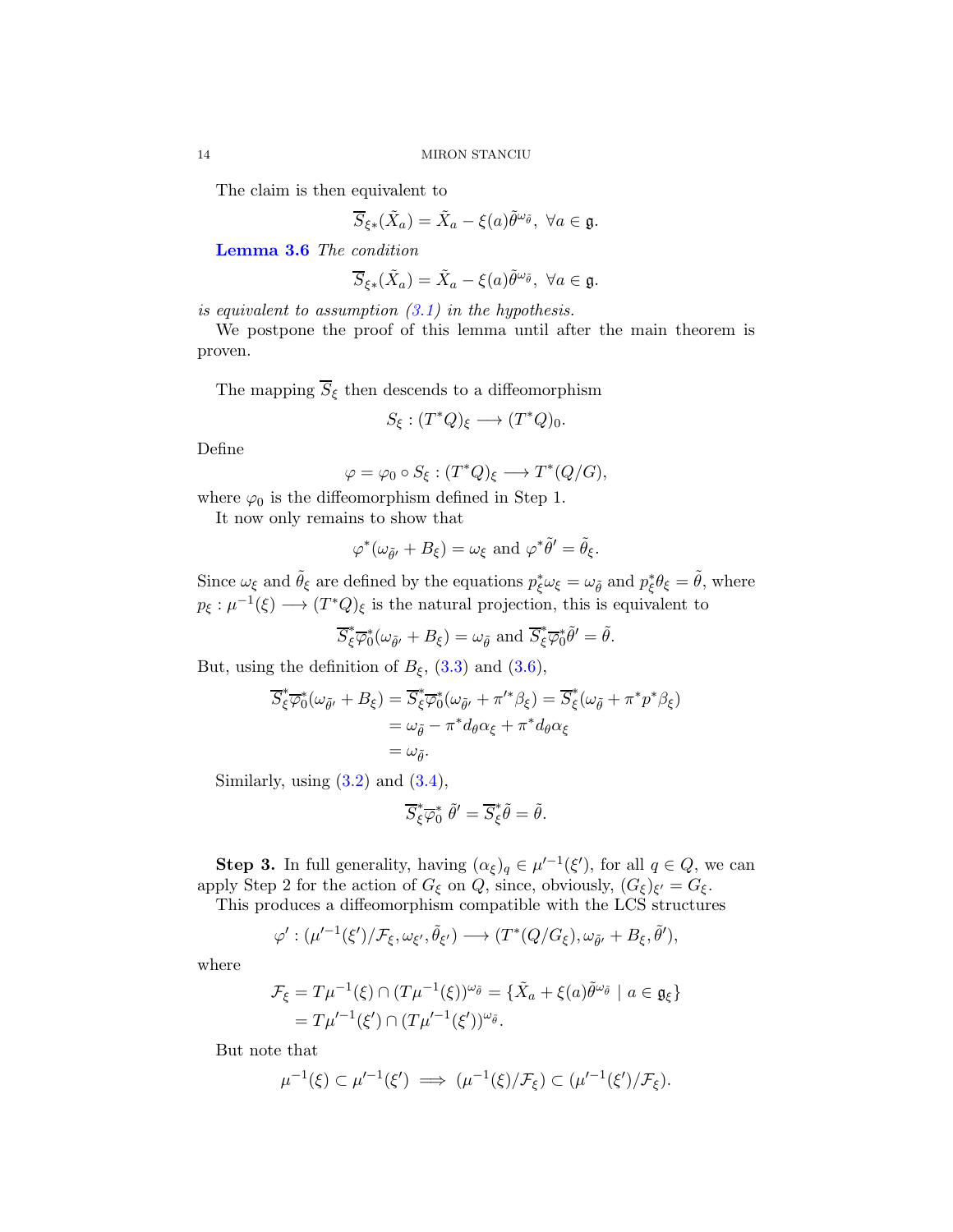The claim is then equivalent to

$$\overline{S}_{\xi *}(\tilde{X}_a) = \tilde{X}_a - \xi(a)\tilde{\theta}^{\omega_{\tilde{\theta}}},\ \forall a \in \mathfrak{g}.$$

**Lemma 3.6** *The condition*

$$\overline{S}_{\xi *}(\tilde{X}_a) = \tilde{X}_a - \xi(a)\tilde{\theta}^{\omega_{\tilde{\theta}}},\ \forall a \in \mathfrak{g}.$$

*is equivalent to assumption (3.1) in the hypothesis.*

We postpone the proof of this lemma until after the main theorem is proven.

The mapping $\overline{S}_\xi$ then descends to a diffeomorphism

$$S_\xi : (T^*Q)_\xi \longrightarrow (T^*Q)_0.$$

Define

$$\varphi = \varphi_0 \circ S_\xi : (T^*Q)_\xi \longrightarrow T^*(Q/G),$$

where $\varphi_0$ is the diffeomorphism defined in Step 1.

It now only remains to show that

$$\varphi^*(\omega_{\tilde{\theta}'} + B_\xi) = \omega_\xi \text{ and } \varphi^*\tilde{\theta}' = \tilde{\theta}_\xi.$$

Since $\omega_\xi$ and $\tilde{\theta}_\xi$ are defined by the equations $p_\xi^*\omega_\xi = \omega_{\tilde{\theta}}$ and $p_\xi^*\theta_\xi = \tilde{\theta}$, where $p_\xi : \mu^{-1}(\xi) \longrightarrow (T^*Q)_\xi$ is the natural projection, this is equivalent to

$$\overline{S}_\xi^*\overline{\varphi}_0^*(\omega_{\tilde{\theta}'} + B_\xi) = \omega_{\tilde{\theta}} \text{ and } \overline{S}_\xi^*\overline{\varphi}_0^*\tilde{\theta}' = \tilde{\theta}.$$

But, using the definition of $B_\xi$, (3.3) and (3.6),

$$\begin{aligned}
\overline{S}_\xi^*\overline{\varphi}_0^*(\omega_{\tilde{\theta}'} + B_\xi) &= \overline{S}_\xi^*\overline{\varphi}_0^*(\omega_{\tilde{\theta}'} + \pi'^*\beta_\xi) = \overline{S}_\xi^*(\omega_{\tilde{\theta}} + \pi^*p^*\beta_\xi) \\
&= \omega_{\tilde{\theta}} - \pi^*d_\theta\alpha_\xi + \pi^*d_\theta\alpha_\xi \\
&= \omega_{\tilde{\theta}}.
\end{aligned}$$

Similarly, using (3.2) and (3.4),

$$\overline{S}_\xi^*\overline{\varphi}_0^*\,\tilde{\theta}' = \overline{S}_\xi^*\tilde{\theta} = \tilde{\theta}.$$

**Step 3.** In full generality, having $(\alpha_\xi)_q \in \mu'^{-1}(\xi')$, for all $q \in Q$, we can apply Step 2 for the action of $G_\xi$ on $Q$, since, obviously, $(G_\xi)_{\xi'} = G_\xi$.

This produces a diffeomorphism compatible with the LCS structures

$$\varphi' : (\mu'^{-1}(\xi')/\mathcal{F}_\xi, \omega_{\xi'}, \tilde{\theta}_{\xi'}) \longrightarrow (T^*(Q/G_\xi), \omega_{\tilde{\theta}'} + B_\xi, \tilde{\theta}'),$$

where

$$\begin{aligned}
\mathcal{F}_\xi &= T\mu^{-1}(\xi) \cap (T\mu^{-1}(\xi))^{\omega_{\tilde{\theta}}} = \{\tilde{X}_a + \xi(a)\tilde{\theta}^{\omega_{\tilde{\theta}}} \mid a \in \mathfrak{g}_\xi\} \\
&= T\mu'^{-1}(\xi') \cap (T\mu'^{-1}(\xi'))^{\omega_{\tilde{\theta}}}.
\end{aligned}$$

But note that

$$\mu^{-1}(\xi) \subset \mu'^{-1}(\xi') \implies (\mu^{-1}(\xi)/\mathcal{F}_\xi) \subset (\mu'^{-1}(\xi')/\mathcal{F}_\xi).$$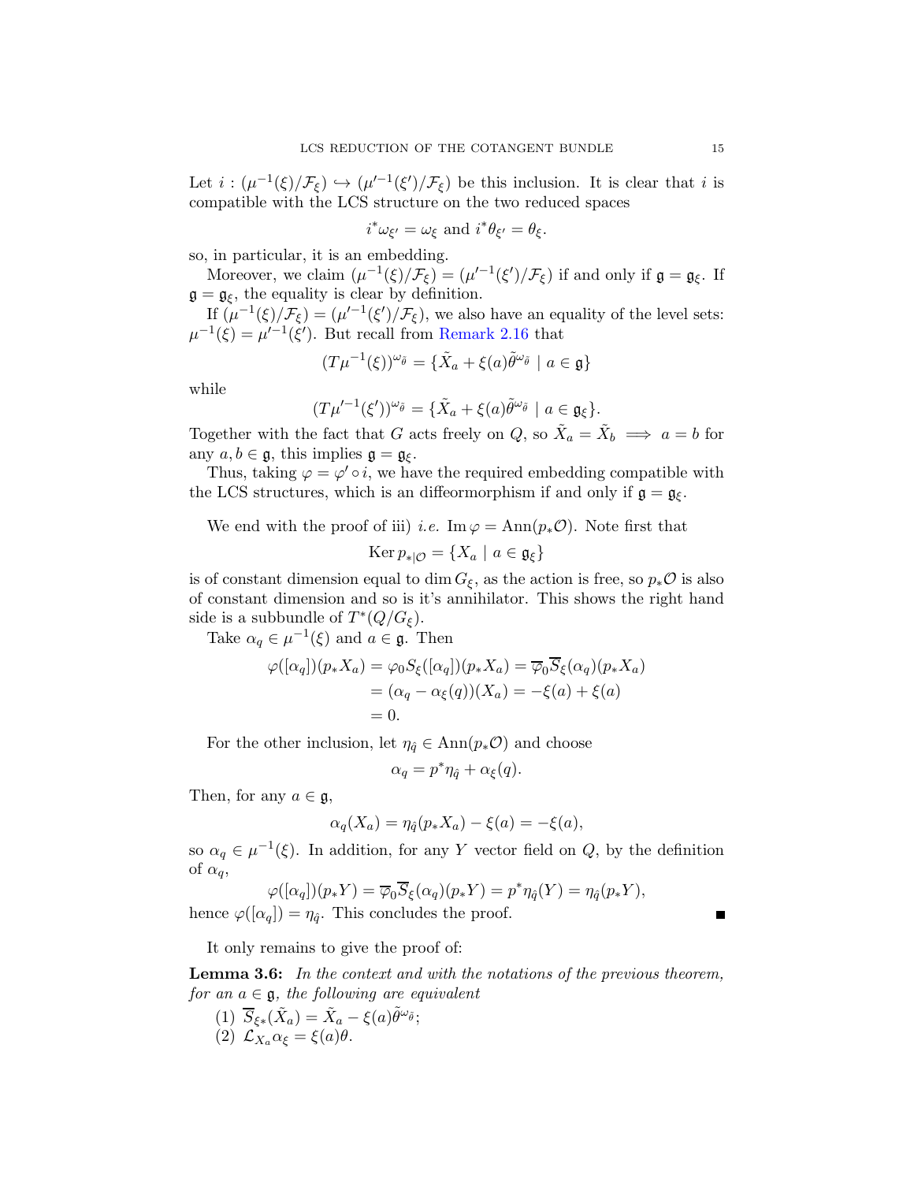Let $i : (\mu^{-1}(\xi)/\mathcal{F}_\xi) \hookrightarrow (\mu'^{-1}(\xi')/\mathcal{F}_\xi)$ be this inclusion. It is clear that $i$ is compatible with the LCS structure on the two reduced spaces

$$i^*\omega_{\xi'} = \omega_\xi \text{ and } i^*\theta_{\xi'} = \theta_\xi.$$

so, in particular, it is an embedding.

Moreover, we claim $(\mu^{-1}(\xi)/\mathcal{F}_\xi) = (\mu'^{-1}(\xi')/\mathcal{F}_\xi)$ if and only if $\mathfrak{g} = \mathfrak{g}_\xi$. If $\mathfrak{g} = \mathfrak{g}_\xi$, the equality is clear by definition.

If $(\mu^{-1}(\xi)/\mathcal{F}_\xi) = (\mu'^{-1}(\xi')/\mathcal{F}_\xi)$, we also have an equality of the level sets: $\mu^{-1}(\xi) = \mu'^{-1}(\xi')$. But recall from Remark 2.16 that

$$(T\mu^{-1}(\xi))^{\omega_{\tilde{\theta}}} = \{\tilde{X}_a + \xi(a)\tilde{\theta}^{\omega_{\tilde{\theta}}} \mid a \in \mathfrak{g}\}$$

while

$$(T\mu'^{-1}(\xi'))^{\omega_{\tilde{\theta}}} = \{\tilde{X}_a + \xi(a)\tilde{\theta}^{\omega_{\tilde{\theta}}} \mid a \in \mathfrak{g}_\xi\}.$$

Together with the fact that $G$ acts freely on $Q$, so $\tilde{X}_a = \tilde{X}_b \implies a = b$ for any $a, b \in \mathfrak{g}$, this implies $\mathfrak{g} = \mathfrak{g}_\xi$.

Thus, taking $\varphi = \varphi' \circ i$, we have the required embedding compatible with the LCS structures, which is an diffeormorphism if and only if $\mathfrak{g} = \mathfrak{g}_\xi$.

We end with the proof of iii) *i.e.* $\operatorname{Im}\varphi = \operatorname{Ann}(p_*\mathcal{O})$. Note first that

$$\operatorname{Ker} p_{*|\mathcal{O}} = \{X_a \mid a \in \mathfrak{g}_\xi\}$$

is of constant dimension equal to $\dim G_\xi$, as the action is free, so $p_*\mathcal{O}$ is also of constant dimension and so is it's annihilator. This shows the right hand side is a subbundle of $T^*(Q/G_\xi)$.

Take $\alpha_q \in \mu^{-1}(\xi)$ and $a \in \mathfrak{g}$. Then

$$\begin{aligned}
\varphi([\alpha_q])(p_*X_a) &= \varphi_0 S_\xi([\alpha_q])(p_*X_a) = \overline{\varphi}_0\overline{S}_\xi(\alpha_q)(p_*X_a) \\
&= (\alpha_q - \alpha_\xi(q))(X_a) = -\xi(a) + \xi(a) \\
&= 0.
\end{aligned}$$

For the other inclusion, let $\eta_{\hat{q}} \in \operatorname{Ann}(p_*\mathcal{O})$ and choose

$$\alpha_q = p^*\eta_{\hat{q}} + \alpha_\xi(q).$$

Then, for any $a \in \mathfrak{g}$,

$$\alpha_q(X_a) = \eta_{\hat{q}}(p_*X_a) - \xi(a) = -\xi(a),$$

so $\alpha_q \in \mu^{-1}(\xi)$. In addition, for any $Y$ vector field on $Q$, by the definition of $\alpha_q$,

$$\varphi([\alpha_q])(p_*Y) = \overline{\varphi}_0\overline{S}_\xi(\alpha_q)(p_*Y) = p^*\eta_{\hat{q}}(Y) = \eta_{\hat{q}}(p_*Y),$$

hence $\varphi([\alpha_q]) = \eta_{\hat{q}}$. This concludes the proof. ∎

It only remains to give the proof of:

**Lemma 3.6:** *In the context and with the notations of the previous theorem, for an $a \in \mathfrak{g}$, the following are equivalent*

1. $\overline{S}_{\xi*}(\tilde{X}_a) = \tilde{X}_a - \xi(a)\tilde{\theta}^{\omega_{\tilde{\theta}}}$;
2. $\mathcal{L}_{X_a}\alpha_\xi = \xi(a)\theta$.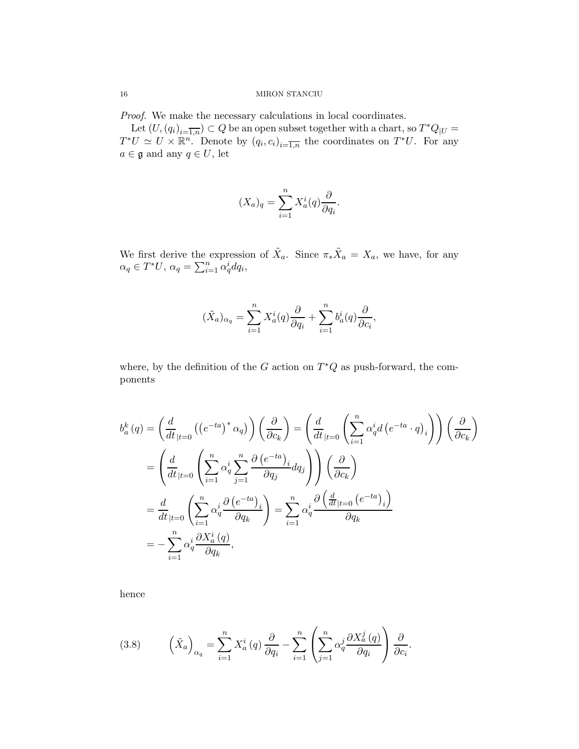*Proof.* We make the necessary calculations in local coordinates.

Let $(U,(q_i)_{i=\overline{1,n}}) \subset Q$ be an open subset together with a chart, so $T^*Q_{|U} = T^*U \simeq U \times \mathbb{R}^n$. Denote by $(q_i, c_i)_{i=\overline{1,n}}$ the coordinates on $T^*U$. For any $a \in \mathfrak{g}$ and any $q \in U$, let

$$(X_a)_q = \sum_{i=1}^n X_a^i(q) \frac{\partial}{\partial q_i}.$$

We first derive the expression of $\tilde{X}_a$. Since $\pi_* \tilde{X}_a = X_a$, we have, for any $\alpha_q \in T^*U$, $\alpha_q = \sum_{i=1}^n \alpha_q^i dq_i$,

$$(\tilde{X}_a)_{\alpha_q} = \sum_{i=1}^n X_a^i(q) \frac{\partial}{\partial q_i} + \sum_{i=1}^n b_a^i(q) \frac{\partial}{\partial c_i},$$

where, by the definition of the $G$ action on $T^*Q$ as push-forward, the components

$$\begin{aligned}
b_a^k(q) &= \left( \frac{d}{dt}_{|t=0} \left( \left(e^{-ta}\right)^* \alpha_q \right) \right) \left( \frac{\partial}{\partial c_k} \right) = \left( \frac{d}{dt}_{|t=0} \left( \sum_{i=1}^n \alpha_q^i d\left(e^{-ta} \cdot q\right)_i \right) \right) \left( \frac{\partial}{\partial c_k} \right) \\
&= \left( \frac{d}{dt}_{|t=0} \left( \sum_{i=1}^n \alpha_q^i \sum_{j=1}^n \frac{\partial \left(e^{-ta}\right)_i}{\partial q_j} dq_j \right) \right) \left( \frac{\partial}{\partial c_k} \right) \\
&= \frac{d}{dt}_{|t=0} \left( \sum_{i=1}^n \alpha_q^i \frac{\partial \left(e^{-ta}\right)_i}{\partial q_k} \right) = \sum_{i=1}^n \alpha_q^i \frac{\partial \left( \frac{d}{dt}_{|t=0} \left(e^{-ta}\right)_i \right)}{\partial q_k} \\
&= -\sum_{i=1}^n \alpha_q^i \frac{\partial X_a^i(q)}{\partial q_k},
\end{aligned}$$

hence

$$\left(\tilde{X}_a\right)_{\alpha_q} = \sum_{i=1}^n X_a^i(q) \frac{\partial}{\partial q_i} - \sum_{i=1}^n \left( \sum_{j=1}^n \alpha_q^j \frac{\partial X_a^j(q)}{\partial q_i} \right) \frac{\partial}{\partial c_i}. \tag{3.8}$$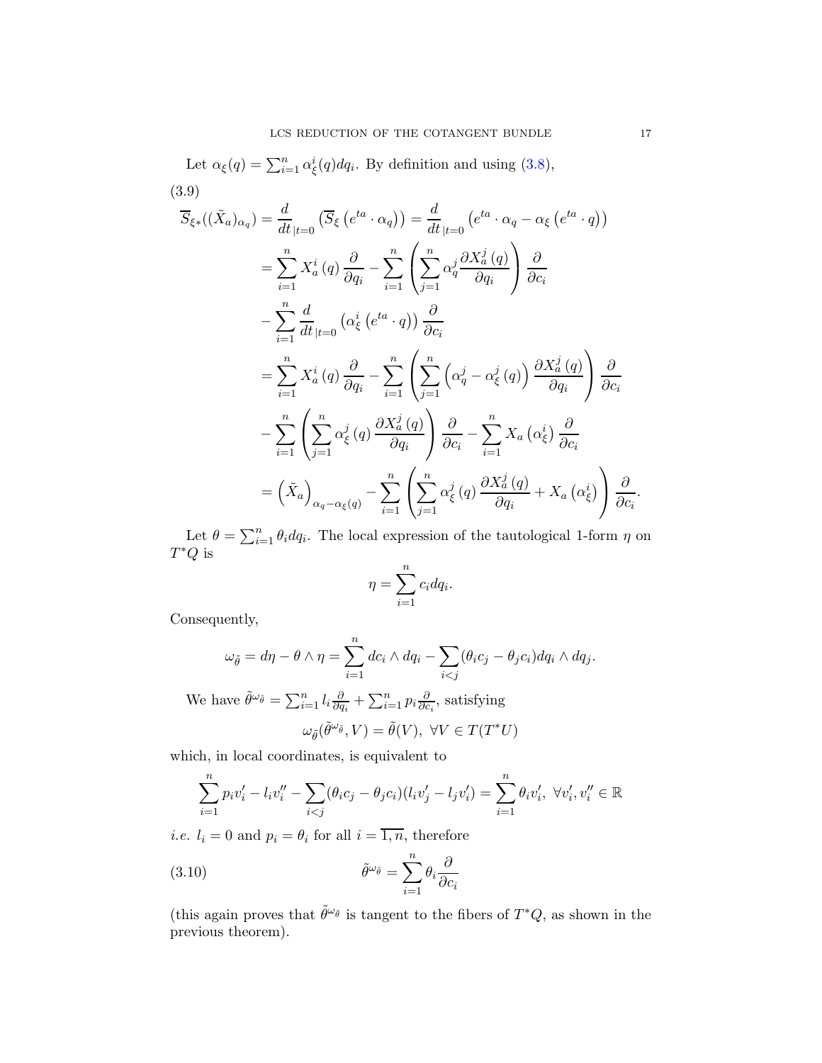Let $\alpha_\xi(q) = \sum_{i=1}^n \alpha_\xi^i(q) dq_i$. By definition and using (3.8),

$$
\begin{aligned}
\overline{S}_{\xi *}((\tilde{X}_a)_{\alpha_q}) &= \frac{d}{dt}_{|t=0} \left( \overline{S}_\xi \left( e^{ta} \cdot \alpha_q \right) \right) = \frac{d}{dt}_{|t=0} \left( e^{ta} \cdot \alpha_q - \alpha_\xi \left( e^{ta} \cdot q \right) \right) \\
&= \sum_{i=1}^n X_a^i(q) \frac{\partial}{\partial q_i} - \sum_{i=1}^n \left( \sum_{j=1}^n \alpha_q^j \frac{\partial X_a^j(q)}{\partial q_i} \right) \frac{\partial}{\partial c_i} \\
&\quad - \sum_{i=1}^n \frac{d}{dt}_{|t=0} \left( \alpha_\xi^i \left( e^{ta} \cdot q \right) \right) \frac{\partial}{\partial c_i} \\
&= \sum_{i=1}^n X_a^i(q) \frac{\partial}{\partial q_i} - \sum_{i=1}^n \left( \sum_{j=1}^n \left( \alpha_q^j - \alpha_\xi^j(q) \right) \frac{\partial X_a^j(q)}{\partial q_i} \right) \frac{\partial}{\partial c_i} \\
&\quad - \sum_{i=1}^n \left( \sum_{j=1}^n \alpha_\xi^j(q) \frac{\partial X_a^j(q)}{\partial q_i} \right) \frac{\partial}{\partial c_i} - \sum_{i=1}^n X_a\left( \alpha_\xi^i \right) \frac{\partial}{\partial c_i} \\
&= \left( \tilde{X}_a \right)_{\alpha_q - \alpha_\xi(q)} - \sum_{i=1}^n \left( \sum_{j=1}^n \alpha_\xi^j(q) \frac{\partial X_a^j(q)}{\partial q_i} + X_a\left( \alpha_\xi^i \right) \right) \frac{\partial}{\partial c_i}.
\end{aligned}
\tag{3.9}
$$

Let $\theta = \sum_{i=1}^n \theta_i dq_i$. The local expression of the tautological 1-form $\eta$ on $T^*Q$ is

$$
\eta = \sum_{i=1}^n c_i dq_i.
$$

Consequently,

$$
\omega_{\tilde{\theta}} = d\eta - \theta \wedge \eta = \sum_{i=1}^n dc_i \wedge dq_i - \sum_{i<j} (\theta_i c_j - \theta_j c_i) dq_i \wedge dq_j.
$$

We have $\tilde{\theta}^{\omega_{\tilde{\theta}}} = \sum_{i=1}^n l_i \frac{\partial}{\partial q_i} + \sum_{i=1}^n p_i \frac{\partial}{\partial c_i}$, satisfying

$$
\omega_{\tilde{\theta}}(\tilde{\theta}^{\omega_{\tilde{\theta}}}, V) = \tilde{\theta}(V), \ \forall V \in T(T^*U)
$$

which, in local coordinates, is equivalent to

$$
\sum_{i=1}^n p_i v_i' - l_i v_i'' - \sum_{i<j} (\theta_i c_j - \theta_j c_i)(l_i v_j' - l_j v_i') = \sum_{i=1}^n \theta_i v_i', \ \forall v_i', v_i'' \in \mathbb{R}
$$

*i.e.* $l_i = 0$ and $p_i = \theta_i$ for all $i = \overline{1, n}$, therefore

$$
\tilde{\theta}^{\omega_{\tilde{\theta}}} = \sum_{i=1}^n \theta_i \frac{\partial}{\partial c_i}
\tag{3.10}
$$

(this again proves that $\tilde{\theta}^{\omega_{\tilde{\theta}}}$ is tangent to the fibers of $T^*Q$, as shown in the previous theorem).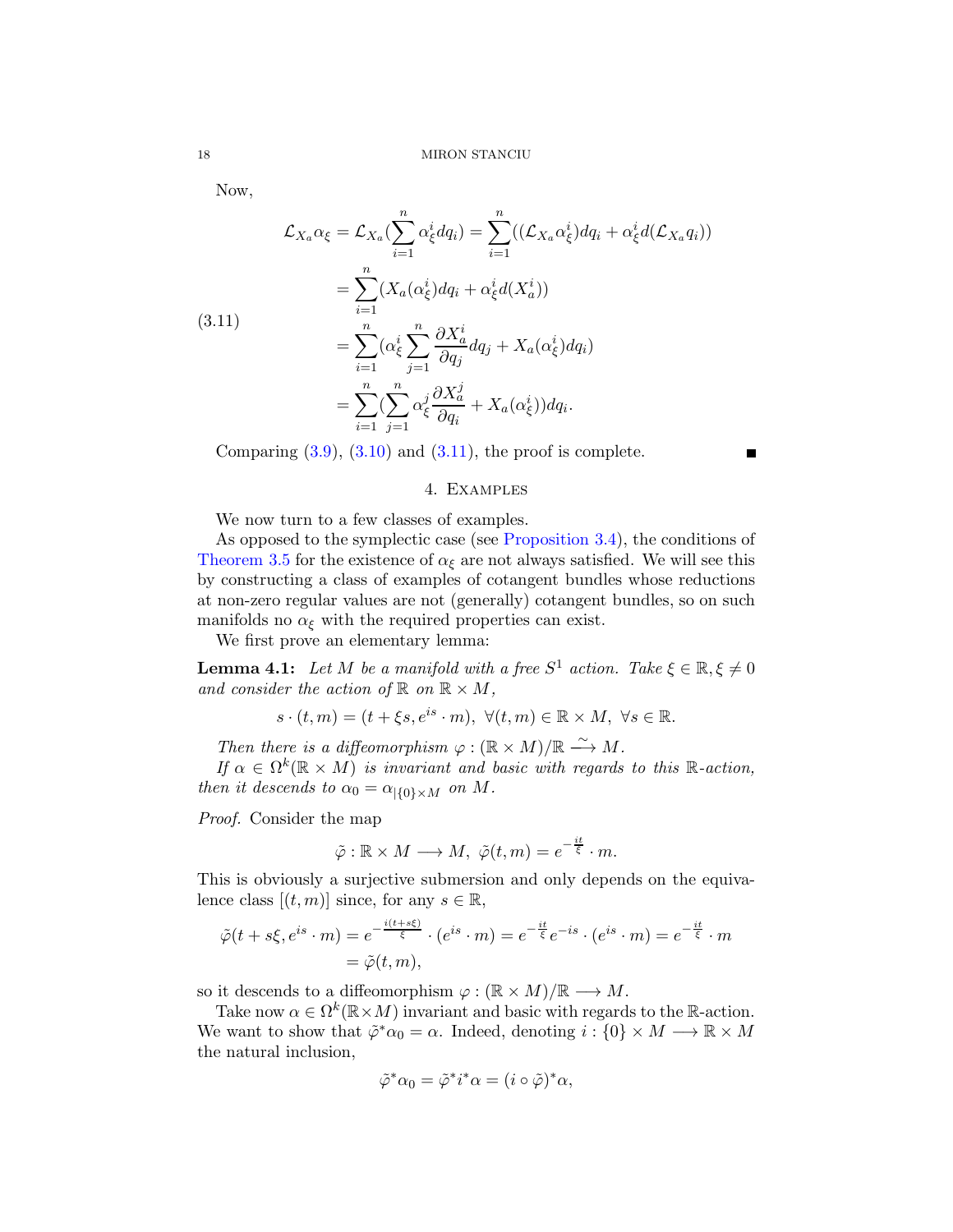Now,

$$
\begin{aligned}
\mathcal{L}_{X_a}\alpha_\xi &= \mathcal{L}_{X_a}(\sum_{i=1}^n \alpha_\xi^i dq_i) = \sum_{i=1}^n ((\mathcal{L}_{X_a}\alpha_\xi^i)dq_i + \alpha_\xi^i d(\mathcal{L}_{X_a} q_i)) \\
&= \sum_{i=1}^n (X_a(\alpha_\xi^i)dq_i + \alpha_\xi^i d(X_a^i)) \\
&= \sum_{i=1}^n (\alpha_\xi^i \sum_{j=1}^n \frac{\partial X_a^i}{\partial q_j} dq_j + X_a(\alpha_\xi^i)dq_i) \\
&= \sum_{i=1}^n (\sum_{j=1}^n \alpha_\xi^j \frac{\partial X_a^j}{\partial q_i} + X_a(\alpha_\xi^i))dq_i.
\end{aligned} \tag{3.11}
$$

Comparing (3.9), (3.10) and (3.11), the proof is complete. ∎

## 4. Examples

We now turn to a few classes of examples.

As opposed to the symplectic case (see Proposition 3.4), the conditions of Theorem 3.5 for the existence of $\alpha_\xi$ are not always satisfied. We will see this by constructing a class of examples of cotangent bundles whose reductions at non-zero regular values are not (generally) cotangent bundles, so on such manifolds no $\alpha_\xi$ with the required properties can exist.

We first prove an elementary lemma:

**Lemma 4.1:** *Let $M$ be a manifold with a free $S^1$ action. Take $\xi \in \mathbb{R}, \xi \neq 0$ and consider the action of $\mathbb{R}$ on $\mathbb{R} \times M$,*

$$
s \cdot (t, m) = (t + \xi s, e^{is} \cdot m), \ \forall (t, m) \in \mathbb{R} \times M, \ \forall s \in \mathbb{R}.
$$

*Then there is a diffeomorphism $\varphi : (\mathbb{R} \times M)/\mathbb{R} \xrightarrow{\sim} M$.*

*If $\alpha \in \Omega^k(\mathbb{R} \times M)$ is invariant and basic with regards to this $\mathbb{R}$-action, then it descends to $\alpha_0 = \alpha_{|\{0\} \times M}$ on $M$.*

*Proof.* Consider the map

$$
\tilde{\varphi} : \mathbb{R} \times M \longrightarrow M, \ \tilde{\varphi}(t, m) = e^{-\frac{it}{\xi}} \cdot m.
$$

This is obviously a surjective submersion and only depends on the equivalence class $[(t, m)]$ since, for any $s \in \mathbb{R}$,

$$
\begin{aligned}
\tilde{\varphi}(t + s\xi, e^{is} \cdot m) &= e^{-\frac{i(t+s\xi)}{\xi}} \cdot (e^{is} \cdot m) = e^{-\frac{it}{\xi}} e^{-is} \cdot (e^{is} \cdot m) = e^{-\frac{it}{\xi}} \cdot m \\
&= \tilde{\varphi}(t, m),
\end{aligned}
$$

so it descends to a diffeomorphism $\varphi : (\mathbb{R} \times M)/\mathbb{R} \longrightarrow M$.

Take now $\alpha \in \Omega^k(\mathbb{R} \times M)$ invariant and basic with regards to the $\mathbb{R}$-action. We want to show that $\tilde{\varphi}^*\alpha_0 = \alpha$. Indeed, denoting $i : \{0\} \times M \longrightarrow \mathbb{R} \times M$ the natural inclusion,

$$
\tilde{\varphi}^*\alpha_0 = \tilde{\varphi}^* i^* \alpha = (i \circ \tilde{\varphi})^* \alpha,
$$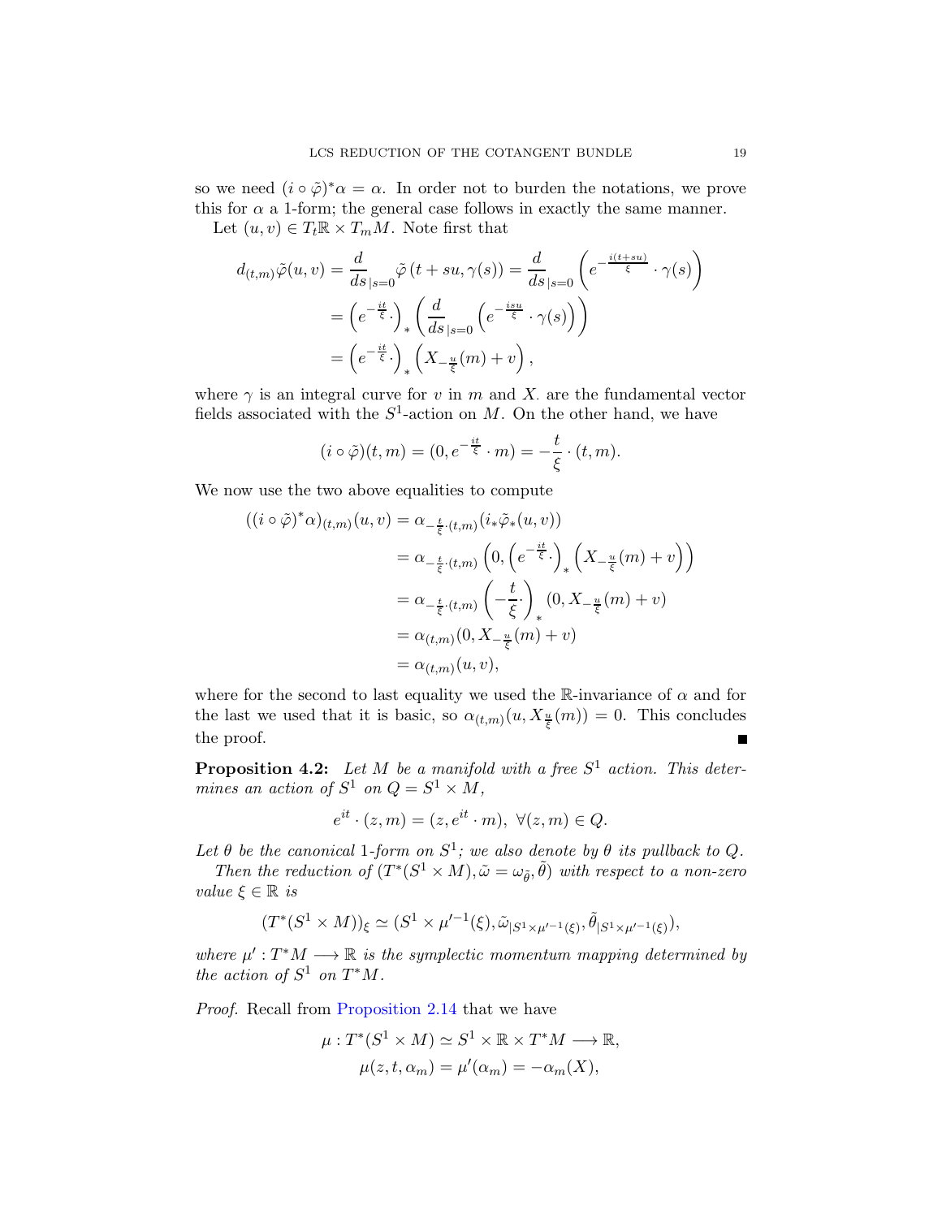so we need $(i \circ \tilde{\varphi})^* \alpha = \alpha$. In order not to burden the notations, we prove this for $\alpha$ a 1-form; the general case follows in exactly the same manner.

Let $(u, v) \in T_t\mathbb{R} \times T_m M$. Note first that

$$
\begin{aligned}
d_{(t,m)}\tilde{\varphi}(u,v) &= \frac{d}{ds}_{|s=0} \tilde{\varphi}\,(t+su, \gamma(s)) = \frac{d}{ds}_{|s=0} \left( e^{-\frac{i(t+su)}{\xi}} \cdot \gamma(s) \right) \\
&= \left( e^{-\frac{it}{\xi}} \cdot \right)_* \left( \frac{d}{ds}_{|s=0} \left( e^{-\frac{isu}{\xi}} \cdot \gamma(s) \right) \right) \\
&= \left( e^{-\frac{it}{\xi}} \cdot \right)_* \left( X_{-\frac{u}{\xi}}(m) + v \right),
\end{aligned}
$$

where $\gamma$ is an integral curve for $v$ in $m$ and $X_{\cdot}$ are the fundamental vector fields associated with the $S^1$-action on $M$. On the other hand, we have

$$
(i \circ \tilde{\varphi})(t,m) = (0, e^{-\frac{it}{\xi}} \cdot m) = -\frac{t}{\xi} \cdot (t,m).
$$

We now use the two above equalities to compute

$$
\begin{aligned}
((i \circ \tilde{\varphi})^* \alpha)_{(t,m)}(u,v) &= \alpha_{-\frac{t}{\xi} \cdot (t,m)}(i_* \tilde{\varphi}_*(u,v)) \\
&= \alpha_{-\frac{t}{\xi} \cdot (t,m)} \left( 0, \left( e^{-\frac{it}{\xi}} \cdot \right)_* \left( X_{-\frac{u}{\xi}}(m) + v \right) \right) \\
&= \alpha_{-\frac{t}{\xi} \cdot (t,m)} \left( -\frac{t}{\xi} \cdot \right)_* (0, X_{-\frac{u}{\xi}}(m) + v) \\
&= \alpha_{(t,m)}(0, X_{-\frac{u}{\xi}}(m) + v) \\
&= \alpha_{(t,m)}(u,v),
\end{aligned}
$$

where for the second to last equality we used the $\mathbb{R}$-invariance of $\alpha$ and for the last we used that it is basic, so $\alpha_{(t,m)}(u, X_{\frac{u}{\xi}}(m)) = 0$. This concludes the proof. ∎

**Proposition 4.2:** *Let $M$ be a manifold with a free $S^1$ action. This determines an action of $S^1$ on $Q = S^1 \times M$,*

$$
e^{it} \cdot (z,m) = (z, e^{it} \cdot m), \ \forall (z,m) \in Q.
$$

*Let $\theta$ be the canonical 1-form on $S^1$; we also denote by $\theta$ its pullback to $Q$.*

*Then the reduction of $(T^*(S^1 \times M), \tilde{\omega} = \omega_{\tilde{\theta}}, \tilde{\theta})$ with respect to a non-zero value $\xi \in \mathbb{R}$ is*

$$
(T^*(S^1 \times M))_\xi \simeq (S^1 \times \mu'^{-1}(\xi), \tilde{\omega}_{|S^1 \times \mu'^{-1}(\xi)}, \tilde{\theta}_{|S^1 \times \mu'^{-1}(\xi)}),
$$

*where $\mu' : T^*M \longrightarrow \mathbb{R}$ is the symplectic momentum mapping determined by the action of $S^1$ on $T^*M$.*

*Proof.* Recall from Proposition 2.14 that we have

$$
\begin{aligned}
\mu : T^*(S^1 \times M) \simeq S^1 \times \mathbb{R} \times T^*M \longrightarrow \mathbb{R}, \\
\mu(z, t, \alpha_m) = \mu'(\alpha_m) = -\alpha_m(X),
\end{aligned}
$$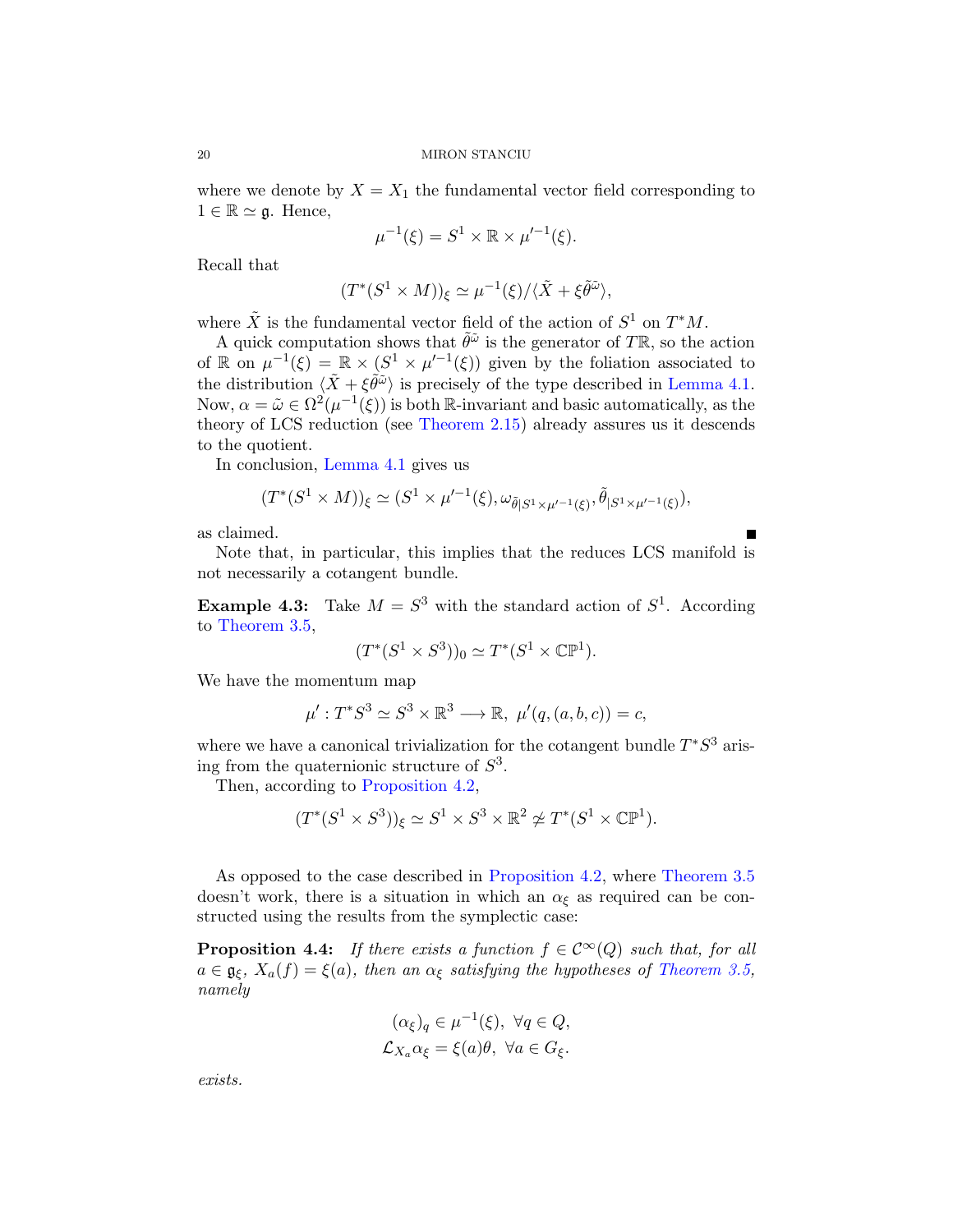where we denote by $X = X_1$ the fundamental vector field corresponding to $1 \in \mathbb{R} \simeq \mathfrak{g}$. Hence,

$$\mu^{-1}(\xi) = S^1 \times \mathbb{R} \times \mu'^{-1}(\xi).$$

Recall that

$$(T^*(S^1 \times M))_\xi \simeq \mu^{-1}(\xi)/\langle \tilde{X} + \xi \tilde{\theta}^{\tilde{\omega}} \rangle,$$

where $\tilde{X}$ is the fundamental vector field of the action of $S^1$ on $T^*M$.

A quick computation shows that $\tilde{\theta}^{\tilde{\omega}}$ is the generator of $T\mathbb{R}$, so the action of $\mathbb{R}$ on $\mu^{-1}(\xi) = \mathbb{R} \times (S^1 \times \mu'^{-1}(\xi))$ given by the foliation associated to the distribution $\langle \tilde{X} + \xi \tilde{\theta}^{\tilde{\omega}} \rangle$ is precisely of the type described in Lemma 4.1. Now, $\alpha = \tilde{\omega} \in \Omega^2(\mu^{-1}(\xi))$ is both $\mathbb{R}$-invariant and basic automatically, as the theory of LCS reduction (see Theorem 2.15) already assures us it descends to the quotient.

In conclusion, Lemma 4.1 gives us

$$(T^*(S^1 \times M))_\xi \simeq (S^1 \times \mu'^{-1}(\xi), \omega_{\tilde{\theta}|S^1 \times \mu'^{-1}(\xi)}, \tilde{\theta}_{|S^1 \times \mu'^{-1}(\xi)}),$$

as claimed. ∎

Note that, in particular, this implies that the reduces LCS manifold is not necessarily a cotangent bundle.

**Example 4.3:** Take $M = S^3$ with the standard action of $S^1$. According to Theorem 3.5,

$$(T^*(S^1 \times S^3))_0 \simeq T^*(S^1 \times \mathbb{CP}^1).$$

We have the momentum map

$$\mu' : T^*S^3 \simeq S^3 \times \mathbb{R}^3 \longrightarrow \mathbb{R}, \ \mu'(q, (a, b, c)) = c,$$

where we have a canonical trivialization for the cotangent bundle $T^*S^3$ arising from the quaternionic structure of $S^3$.

Then, according to Proposition 4.2,

$$(T^*(S^1 \times S^3))_\xi \simeq S^1 \times S^3 \times \mathbb{R}^2 \not\simeq T^*(S^1 \times \mathbb{CP}^1).$$

As opposed to the case described in Proposition 4.2, where Theorem 3.5 doesn't work, there is a situation in which an $\alpha_\xi$ as required can be constructed using the results from the symplectic case:

**Proposition 4.4:** *If there exists a function $f \in \mathcal{C}^\infty(Q)$ such that, for all $a \in \mathfrak{g}_\xi$, $X_a(f) = \xi(a)$, then an $\alpha_\xi$ satisfying the hypotheses of Theorem 3.5, namely*

$$(\alpha_\xi)_q \in \mu^{-1}(\xi), \ \forall q \in Q,$$
$$\mathcal{L}_{X_a}\alpha_\xi = \xi(a)\theta, \ \forall a \in G_\xi.$$

*exists.*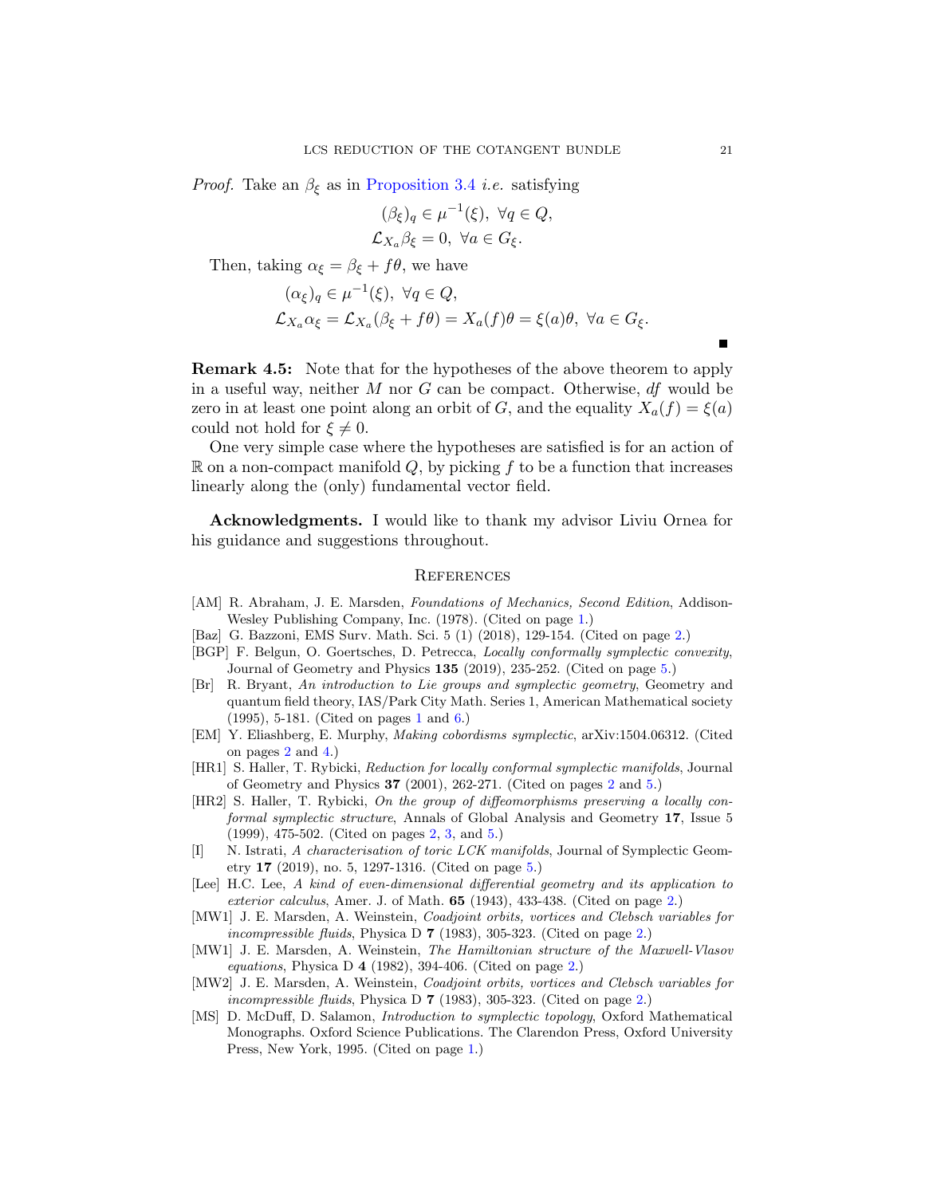*Proof.* Take an $\beta_\xi$ as in Proposition 3.4 *i.e.* satisfying

$$(\beta_\xi)_q \in \mu^{-1}(\xi),\ \forall q \in Q,$$
$$\mathcal{L}_{X_a}\beta_\xi = 0,\ \forall a \in G_\xi.$$

Then, taking $\alpha_\xi = \beta_\xi + f\theta$, we have

$$(\alpha_\xi)_q \in \mu^{-1}(\xi),\ \forall q \in Q,$$
$$\mathcal{L}_{X_a}\alpha_\xi = \mathcal{L}_{X_a}(\beta_\xi + f\theta) = X_a(f)\theta = \xi(a)\theta,\ \forall a \in G_\xi.$$

∎

**Remark 4.5:** Note that for the hypotheses of the above theorem to apply in a useful way, neither $M$ nor $G$ can be compact. Otherwise, $df$ would be zero in at least one point along an orbit of $G$, and the equality $X_a(f) = \xi(a)$ could not hold for $\xi \neq 0$.

One very simple case where the hypotheses are satisfied is for an action of $\mathbb{R}$ on a non-compact manifold $Q$, by picking $f$ to be a function that increases linearly along the (only) fundamental vector field.

**Acknowledgments.** I would like to thank my advisor Liviu Ornea for his guidance and suggestions throughout.

## References

[AM] R. Abraham, J. E. Marsden, *Foundations of Mechanics, Second Edition*, Addison-Wesley Publishing Company, Inc. (1978). (Cited on page 1.)

[Baz] G. Bazzoni, EMS Surv. Math. Sci. 5 (1) (2018), 129-154. (Cited on page 2.)

[BGP] F. Belgun, O. Goertsches, D. Petrecca, *Locally conformally symplectic convexity*, Journal of Geometry and Physics **135** (2019), 235-252. (Cited on page 5.)

[Br] R. Bryant, *An introduction to Lie groups and symplectic geometry*, Geometry and quantum field theory, IAS/Park City Math. Series 1, American Mathematical society (1995), 5-181. (Cited on pages 1 and 6.)

[EM] Y. Eliashberg, E. Murphy, *Making cobordisms symplectic*, arXiv:1504.06312. (Cited on pages 2 and 4.)

[HR1] S. Haller, T. Rybicki, *Reduction for locally conformal symplectic manifolds*, Journal of Geometry and Physics **37** (2001), 262-271. (Cited on pages 2 and 5.)

[HR2] S. Haller, T. Rybicki, *On the group of diffeomorphisms preserving a locally conformal symplectic structure*, Annals of Global Analysis and Geometry **17**, Issue 5 (1999), 475-502. (Cited on pages 2, 3, and 5.)

[I] N. Istrati, *A characterisation of toric LCK manifolds*, Journal of Symplectic Geometry **17** (2019), no. 5, 1297-1316. (Cited on page 5.)

[Lee] H.C. Lee, *A kind of even-dimensional differential geometry and its application to exterior calculus*, Amer. J. of Math. **65** (1943), 433-438. (Cited on page 2.)

[MW1] J. E. Marsden, A. Weinstein, *Coadjoint orbits, vortices and Clebsch variables for incompressible fluids*, Physica D **7** (1983), 305-323. (Cited on page 2.)

[MW1] J. E. Marsden, A. Weinstein, *The Hamiltonian structure of the Maxwell-Vlasov equations*, Physica D **4** (1982), 394-406. (Cited on page 2.)

[MW2] J. E. Marsden, A. Weinstein, *Coadjoint orbits, vortices and Clebsch variables for incompressible fluids*, Physica D **7** (1983), 305-323. (Cited on page 2.)

[MS] D. McDuff, D. Salamon, *Introduction to symplectic topology*, Oxford Mathematical Monographs. Oxford Science Publications. The Clarendon Press, Oxford University Press, New York, 1995. (Cited on page 1.)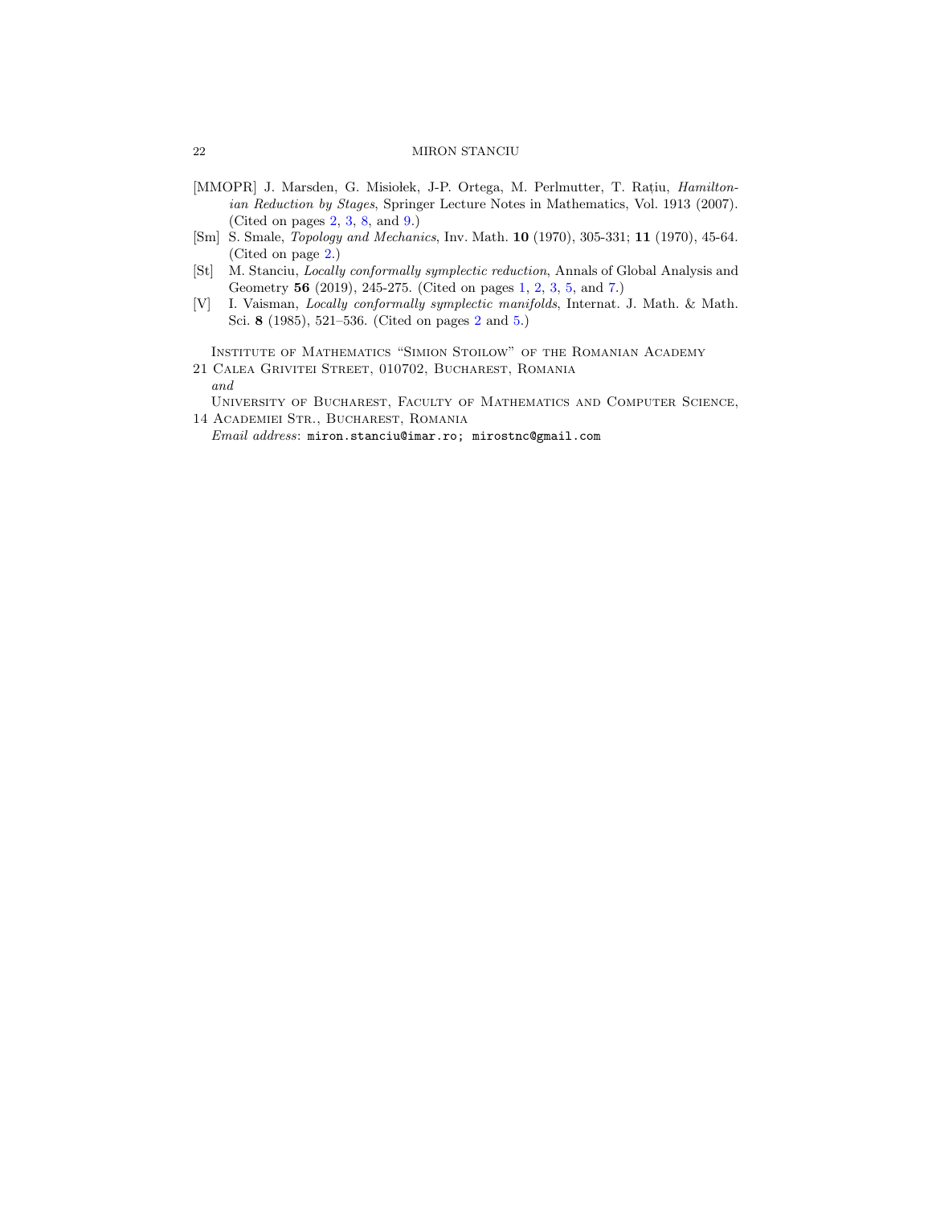[MMOPR] J. Marsden, G. Misiołek, J-P. Ortega, M. Perlmutter, T. Raţiu, *Hamiltonian Reduction by Stages*, Springer Lecture Notes in Mathematics, Vol. 1913 (2007). (Cited on pages 2, 3, 8, and 9.)

[Sm] S. Smale, *Topology and Mechanics*, Inv. Math. **10** (1970), 305-331; **11** (1970), 45-64. (Cited on page 2.)

[St] M. Stanciu, *Locally conformally symplectic reduction*, Annals of Global Analysis and Geometry **56** (2019), 245-275. (Cited on pages 1, 2, 3, 5, and 7.)

[V] I. Vaisman, *Locally conformally symplectic manifolds*, Internat. J. Math. & Math. Sci. **8** (1985), 521–536. (Cited on pages 2 and 5.)

Institute of Mathematics "Simion Stoilow" of the Romanian Academy
21 Calea Grivitei Street, 010702, Bucharest, Romania
*and*
University of Bucharest, Faculty of Mathematics and Computer Science,
14 Academiei Str., Bucharest, Romania

*Email address*: miron.stanciu@imar.ro; mirostnc@gmail.com